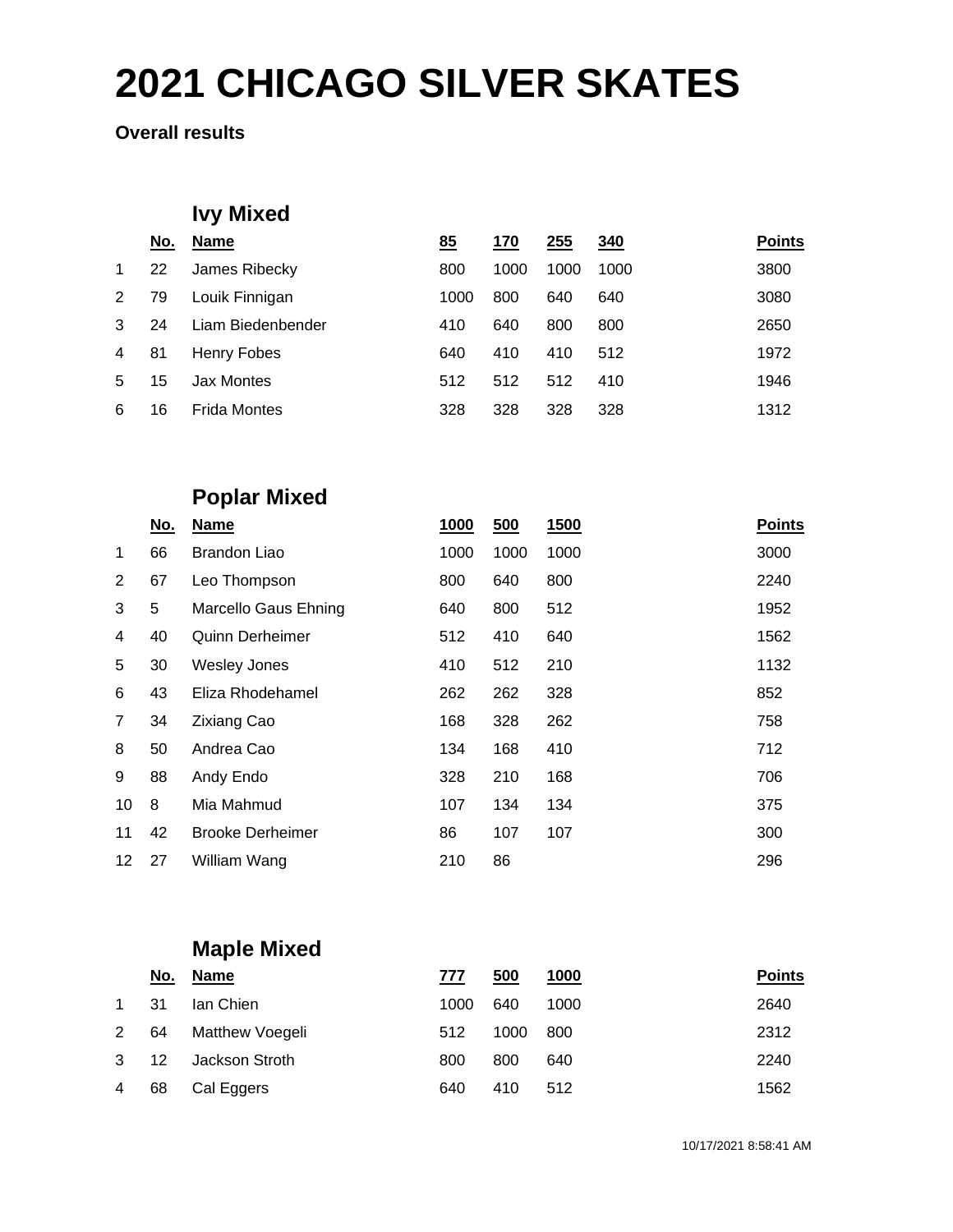# 2021 CHICAGO SILVER SKATES

**Overall results**

## Ivy Mixed

| | No. | Name | 85 | 170 | 255 | 340 | Points |
|---|---|---|---|---|---|---|---|
| 1 | 22 | James Ribecky | 800 | 1000 | 1000 | 1000 | 3800 |
| 2 | 79 | Louik Finnigan | 1000 | 800 | 640 | 640 | 3080 |
| 3 | 24 | Liam Biedenbender | 410 | 640 | 800 | 800 | 2650 |
| 4 | 81 | Henry Fobes | 640 | 410 | 410 | 512 | 1972 |
| 5 | 15 | Jax Montes | 512 | 512 | 512 | 410 | 1946 |
| 6 | 16 | Frida Montes | 328 | 328 | 328 | 328 | 1312 |

## Poplar Mixed

| | No. | Name | 1000 | 500 | 1500 | Points |
|---|---|---|---|---|---|---|
| 1 | 66 | Brandon Liao | 1000 | 1000 | 1000 | 3000 |
| 2 | 67 | Leo Thompson | 800 | 640 | 800 | 2240 |
| 3 | 5 | Marcello Gaus Ehning | 640 | 800 | 512 | 1952 |
| 4 | 40 | Quinn Derheimer | 512 | 410 | 640 | 1562 |
| 5 | 30 | Wesley Jones | 410 | 512 | 210 | 1132 |
| 6 | 43 | Eliza Rhodehamel | 262 | 262 | 328 | 852 |
| 7 | 34 | Zixiang Cao | 168 | 328 | 262 | 758 |
| 8 | 50 | Andrea Cao | 134 | 168 | 410 | 712 |
| 9 | 88 | Andy Endo | 328 | 210 | 168 | 706 |
| 10 | 8 | Mia Mahmud | 107 | 134 | 134 | 375 |
| 11 | 42 | Brooke Derheimer | 86 | 107 | 107 | 300 |
| 12 | 27 | William Wang | 210 | 86 | | 296 |

## Maple Mixed

| | No. | Name | 777 | 500 | 1000 | Points |
|---|---|---|---|---|---|---|
| 1 | 31 | Ian Chien | 1000 | 640 | 1000 | 2640 |
| 2 | 64 | Matthew Voegeli | 512 | 1000 | 800 | 2312 |
| 3 | 12 | Jackson Stroth | 800 | 800 | 640 | 2240 |
| 4 | 68 | Cal Eggers | 640 | 410 | 512 | 1562 |

10/17/2021 8:58:41 AM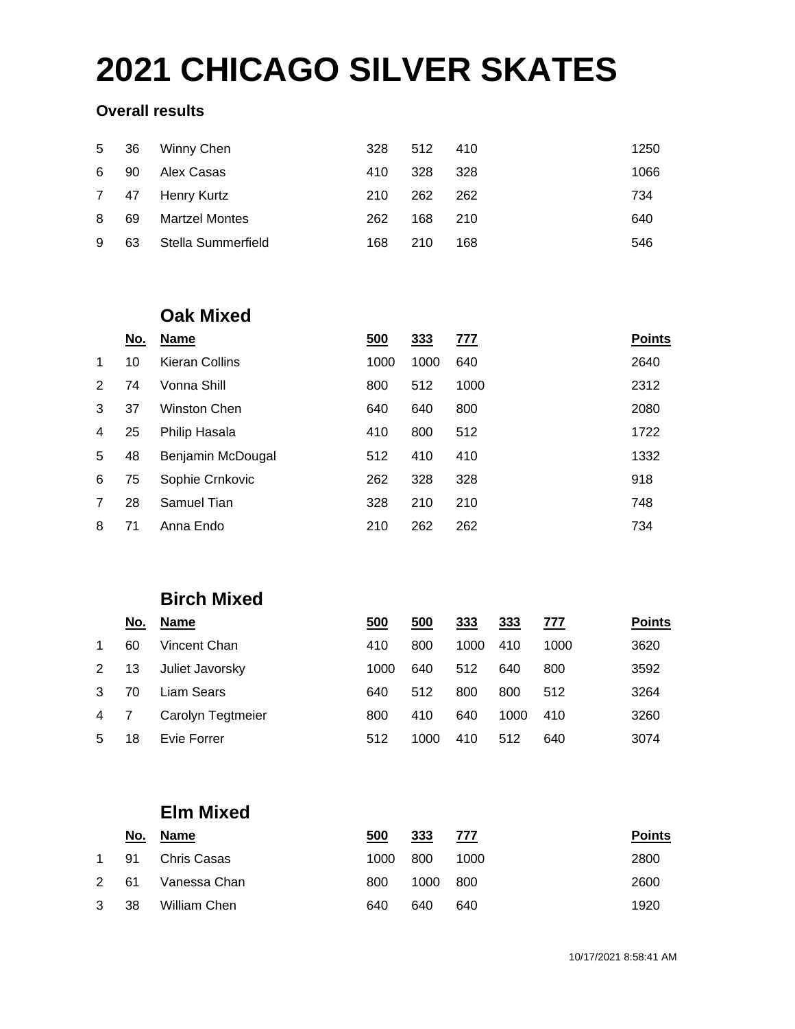# 2021 CHICAGO SILVER SKATES

**Overall results**

| | | | | | | |
|---|---|---|---|---|---|---|
| 5 | 36 | Winny Chen | 328 | 512 | 410 | 1250 |
| 6 | 90 | Alex Casas | 410 | 328 | 328 | 1066 |
| 7 | 47 | Henry Kurtz | 210 | 262 | 262 | 734 |
| 8 | 69 | Martzel Montes | 262 | 168 | 210 | 640 |
| 9 | 63 | Stella Summerfield | 168 | 210 | 168 | 546 |

## Oak Mixed

| | No. | Name | 500 | 333 | 777 | Points |
|---|---|---|---|---|---|---|
| 1 | 10 | Kieran Collins | 1000 | 1000 | 640 | 2640 |
| 2 | 74 | Vonna Shill | 800 | 512 | 1000 | 2312 |
| 3 | 37 | Winston Chen | 640 | 640 | 800 | 2080 |
| 4 | 25 | Philip Hasala | 410 | 800 | 512 | 1722 |
| 5 | 48 | Benjamin McDougal | 512 | 410 | 410 | 1332 |
| 6 | 75 | Sophie Crnkovic | 262 | 328 | 328 | 918 |
| 7 | 28 | Samuel Tian | 328 | 210 | 210 | 748 |
| 8 | 71 | Anna Endo | 210 | 262 | 262 | 734 |

## Birch Mixed

| | No. | Name | 500 | 500 | 333 | 333 | 777 | Points |
|---|---|---|---|---|---|---|---|---|
| 1 | 60 | Vincent Chan | 410 | 800 | 1000 | 410 | 1000 | 3620 |
| 2 | 13 | Juliet Javorsky | 1000 | 640 | 512 | 640 | 800 | 3592 |
| 3 | 70 | Liam Sears | 640 | 512 | 800 | 800 | 512 | 3264 |
| 4 | 7 | Carolyn Tegtmeier | 800 | 410 | 640 | 1000 | 410 | 3260 |
| 5 | 18 | Evie Forrer | 512 | 1000 | 410 | 512 | 640 | 3074 |

## Elm Mixed

| | No. | Name | 500 | 333 | 777 | Points |
|---|---|---|---|---|---|---|
| 1 | 91 | Chris Casas | 1000 | 800 | 1000 | 2800 |
| 2 | 61 | Vanessa Chan | 800 | 1000 | 800 | 2600 |
| 3 | 38 | William Chen | 640 | 640 | 640 | 1920 |

10/17/2021 8:58:41 AM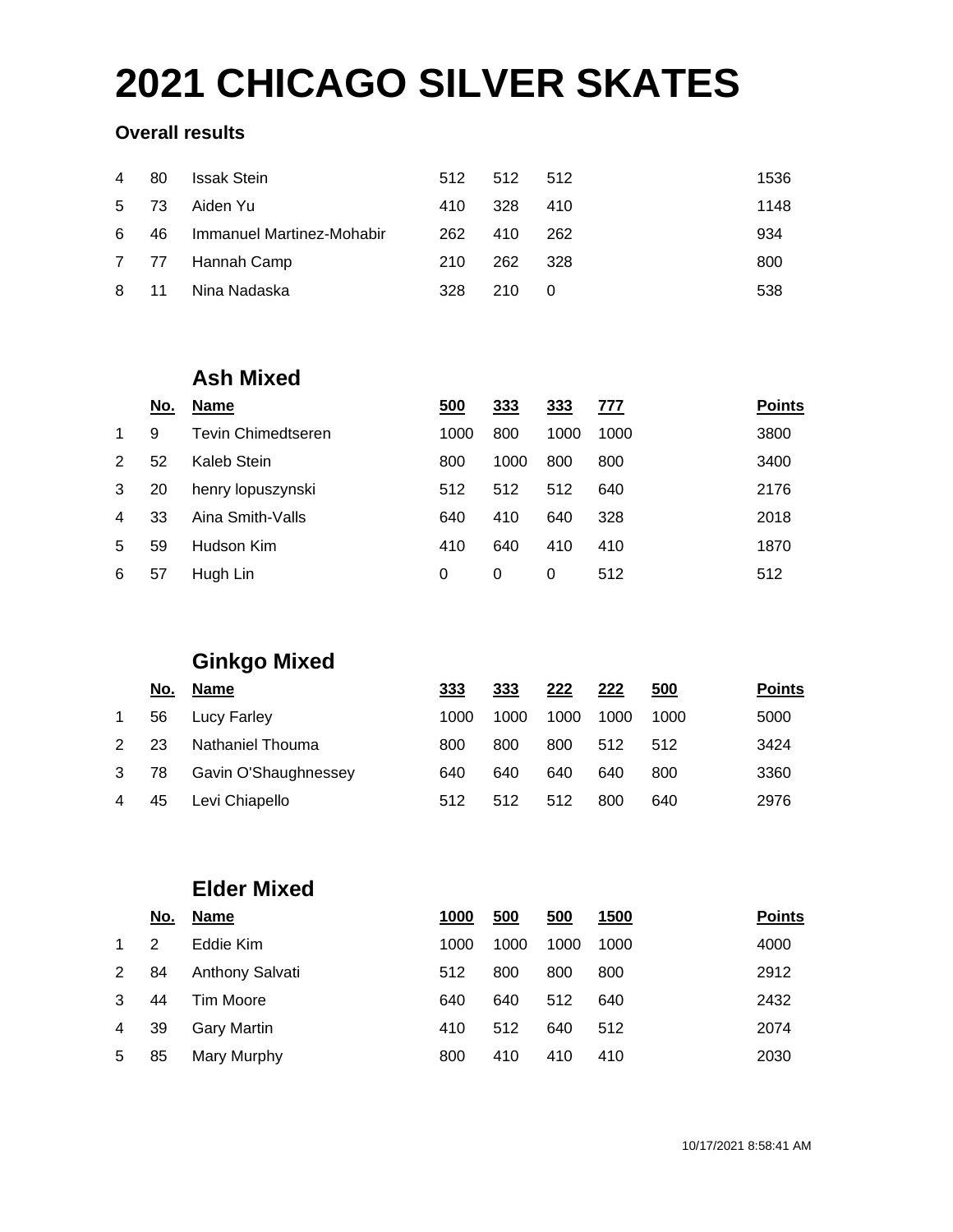# 2021 CHICAGO SILVER SKATES

**Overall results**

| | | | | | | | |
|---|---|---|---|---|---|---|---|
| 4 | 80 | Issak Stein | 512 | 512 | 512 | | 1536 |
| 5 | 73 | Aiden Yu | 410 | 328 | 410 | | 1148 |
| 6 | 46 | Immanuel Martinez-Mohabir | 262 | 410 | 262 | | 934 |
| 7 | 77 | Hannah Camp | 210 | 262 | 328 | | 800 |
| 8 | 11 | Nina Nadaska | 328 | 210 | 0 | | 538 |

## Ash Mixed

| | No. | Name | 500 | 333 | 333 | 777 | Points |
|---|---|---|---|---|---|---|---|
| 1 | 9 | Tevin Chimedtseren | 1000 | 800 | 1000 | 1000 | 3800 |
| 2 | 52 | Kaleb Stein | 800 | 1000 | 800 | 800 | 3400 |
| 3 | 20 | henry lopuszynski | 512 | 512 | 512 | 640 | 2176 |
| 4 | 33 | Aina Smith-Valls | 640 | 410 | 640 | 328 | 2018 |
| 5 | 59 | Hudson Kim | 410 | 640 | 410 | 410 | 1870 |
| 6 | 57 | Hugh Lin | 0 | 0 | 0 | 512 | 512 |

## Ginkgo Mixed

| | No. | Name | 333 | 333 | 222 | 222 | 500 | Points |
|---|---|---|---|---|---|---|---|---|
| 1 | 56 | Lucy Farley | 1000 | 1000 | 1000 | 1000 | 1000 | 5000 |
| 2 | 23 | Nathaniel Thouma | 800 | 800 | 800 | 512 | 512 | 3424 |
| 3 | 78 | Gavin O'Shaughnessey | 640 | 640 | 640 | 640 | 800 | 3360 |
| 4 | 45 | Levi Chiapello | 512 | 512 | 512 | 800 | 640 | 2976 |

## Elder Mixed

| | No. | Name | 1000 | 500 | 500 | 1500 | Points |
|---|---|---|---|---|---|---|---|
| 1 | 2 | Eddie Kim | 1000 | 1000 | 1000 | 1000 | 4000 |
| 2 | 84 | Anthony Salvati | 512 | 800 | 800 | 800 | 2912 |
| 3 | 44 | Tim Moore | 640 | 640 | 512 | 640 | 2432 |
| 4 | 39 | Gary Martin | 410 | 512 | 640 | 512 | 2074 |
| 5 | 85 | Mary Murphy | 800 | 410 | 410 | 410 | 2030 |

10/17/2021 8:58:41 AM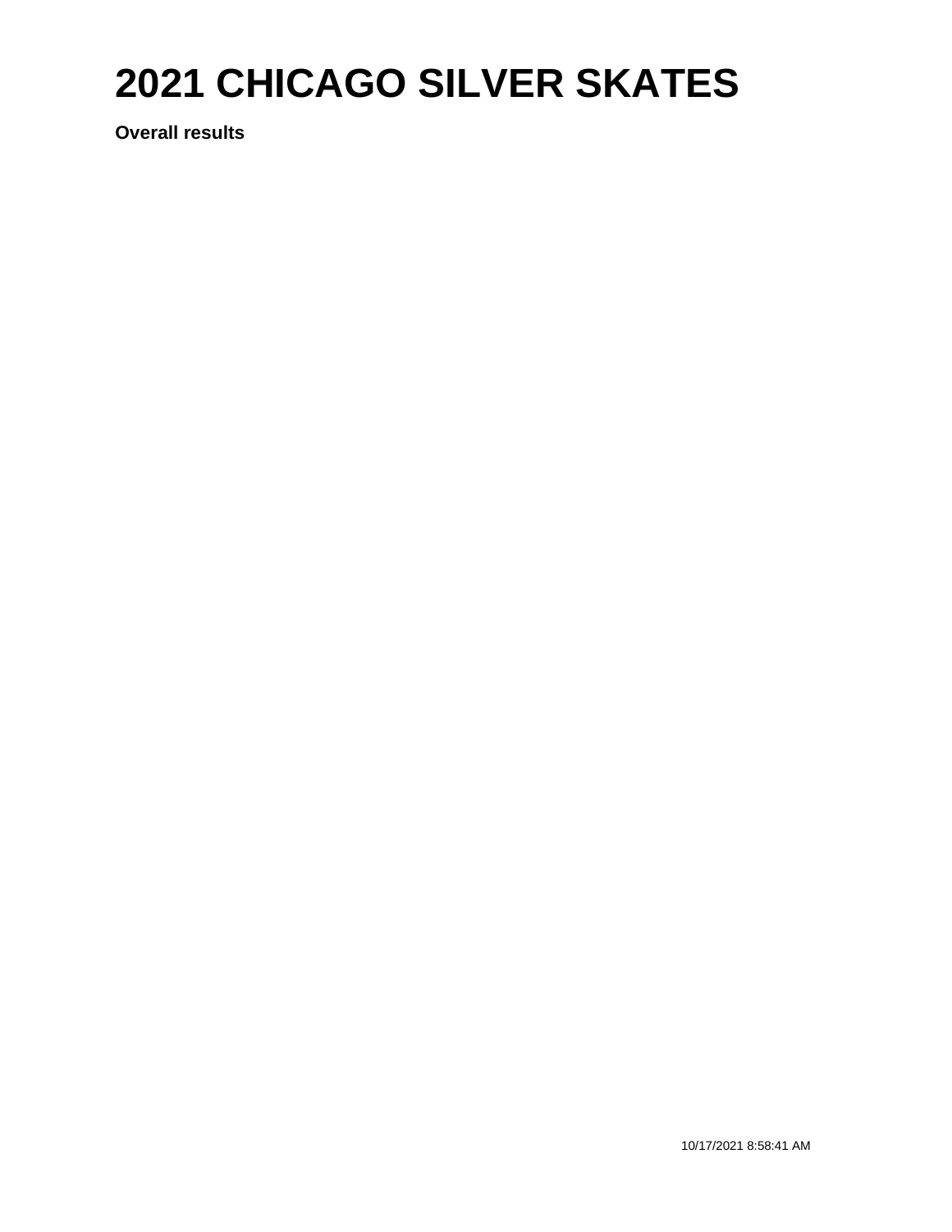# 2021 CHICAGO SILVER SKATES

**Overall results**

10/17/2021 8:58:41 AM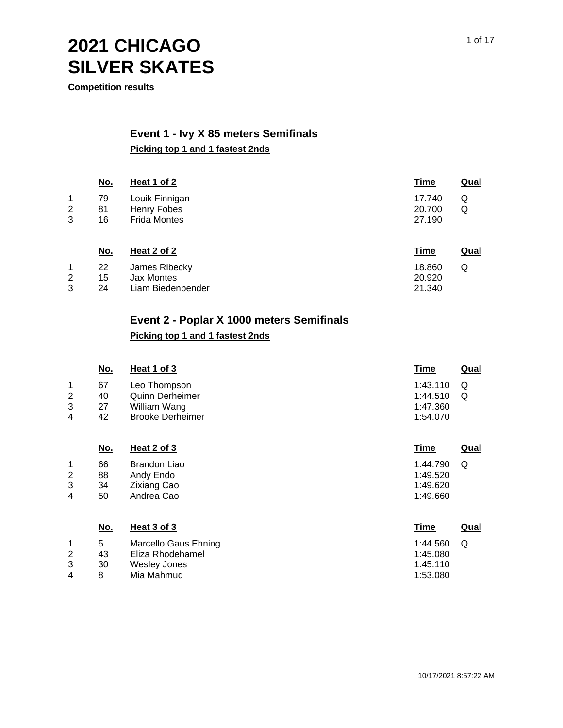# 2021 CHICAGO SILVER SKATES

**Competition results**

## Event 1 - Ivy X 85 meters Semifinals

**Picking top 1 and 1 fastest 2nds**

| | No. | Heat 1 of 2 | Time | Qual |
|---|---|---|---|---|
| 1 | 79 | Louik Finnigan | 17.740 | Q |
| 2 | 81 | Henry Fobes | 20.700 | Q |
| 3 | 16 | Frida Montes | 27.190 | |

| | No. | Heat 2 of 2 | Time | Qual |
|---|---|---|---|---|
| 1 | 22 | James Ribecky | 18.860 | Q |
| 2 | 15 | Jax Montes | 20.920 | |
| 3 | 24 | Liam Biedenbender | 21.340 | |

## Event 2 - Poplar X 1000 meters Semifinals

**Picking top 1 and 1 fastest 2nds**

| | No. | Heat 1 of 3 | Time | Qual |
|---|---|---|---|---|
| 1 | 67 | Leo Thompson | 1:43.110 | Q |
| 2 | 40 | Quinn Derheimer | 1:44.510 | Q |
| 3 | 27 | William Wang | 1:47.360 | |
| 4 | 42 | Brooke Derheimer | 1:54.070 | |

| | No. | Heat 2 of 3 | Time | Qual |
|---|---|---|---|---|
| 1 | 66 | Brandon Liao | 1:44.790 | Q |
| 2 | 88 | Andy Endo | 1:49.520 | |
| 3 | 34 | Zixiang Cao | 1:49.620 | |
| 4 | 50 | Andrea Cao | 1:49.660 | |

| | No. | Heat 3 of 3 | Time | Qual |
|---|---|---|---|---|
| 1 | 5 | Marcello Gaus Ehning | 1:44.560 | Q |
| 2 | 43 | Eliza Rhodehamel | 1:45.080 | |
| 3 | 30 | Wesley Jones | 1:45.110 | |
| 4 | 8 | Mia Mahmud | 1:53.080 | |

10/17/2021 8:57:22 AM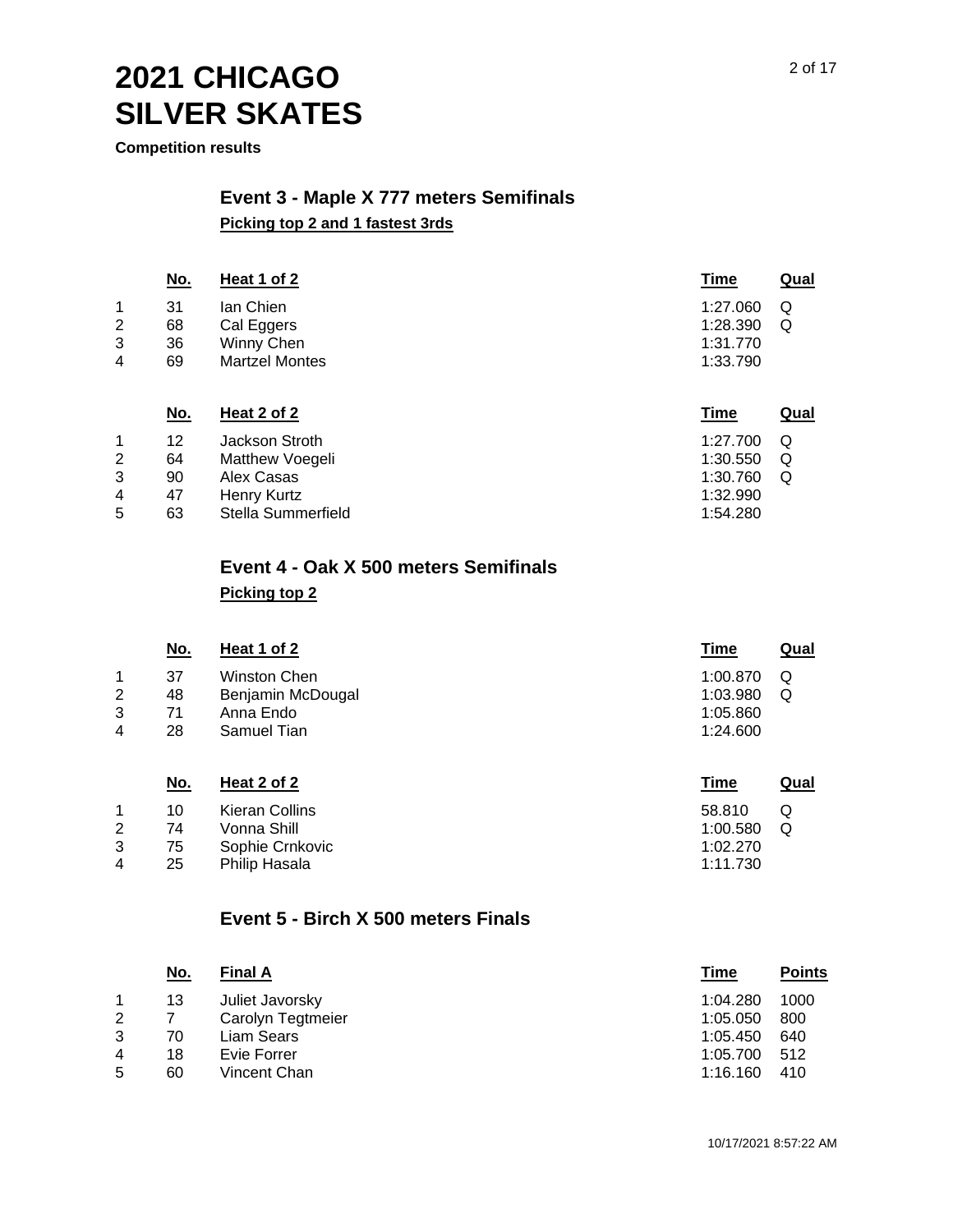# 2021 CHICAGO SILVER SKATES

**Competition results**

## Event 3 - Maple X 777 meters Semifinals

**Picking top 2 and 1 fastest 3rds**

| | No. | Heat 1 of 2 | Time | Qual |
|---|---|---|---|---|
| 1 | 31 | Ian Chien | 1:27.060 | Q |
| 2 | 68 | Cal Eggers | 1:28.390 | Q |
| 3 | 36 | Winny Chen | 1:31.770 | |
| 4 | 69 | Martzel Montes | 1:33.790 | |

| | No. | Heat 2 of 2 | Time | Qual |
|---|---|---|---|---|
| 1 | 12 | Jackson Stroth | 1:27.700 | Q |
| 2 | 64 | Matthew Voegeli | 1:30.550 | Q |
| 3 | 90 | Alex Casas | 1:30.760 | Q |
| 4 | 47 | Henry Kurtz | 1:32.990 | |
| 5 | 63 | Stella Summerfield | 1:54.280 | |

## Event 4 - Oak X 500 meters Semifinals

**Picking top 2**

| | No. | Heat 1 of 2 | Time | Qual |
|---|---|---|---|---|
| 1 | 37 | Winston Chen | 1:00.870 | Q |
| 2 | 48 | Benjamin McDougal | 1:03.980 | Q |
| 3 | 71 | Anna Endo | 1:05.860 | |
| 4 | 28 | Samuel Tian | 1:24.600 | |

| | No. | Heat 2 of 2 | Time | Qual |
|---|---|---|---|---|
| 1 | 10 | Kieran Collins | 58.810 | Q |
| 2 | 74 | Vonna Shill | 1:00.580 | Q |
| 3 | 75 | Sophie Crnkovic | 1:02.270 | |
| 4 | 25 | Philip Hasala | 1:11.730 | |

## Event 5 - Birch X 500 meters Finals

| | No. | Final A | Time | Points |
|---|---|---|---|---|
| 1 | 13 | Juliet Javorsky | 1:04.280 | 1000 |
| 2 | 7 | Carolyn Tegtmeier | 1:05.050 | 800 |
| 3 | 70 | Liam Sears | 1:05.450 | 640 |
| 4 | 18 | Evie Forrer | 1:05.700 | 512 |
| 5 | 60 | Vincent Chan | 1:16.160 | 410 |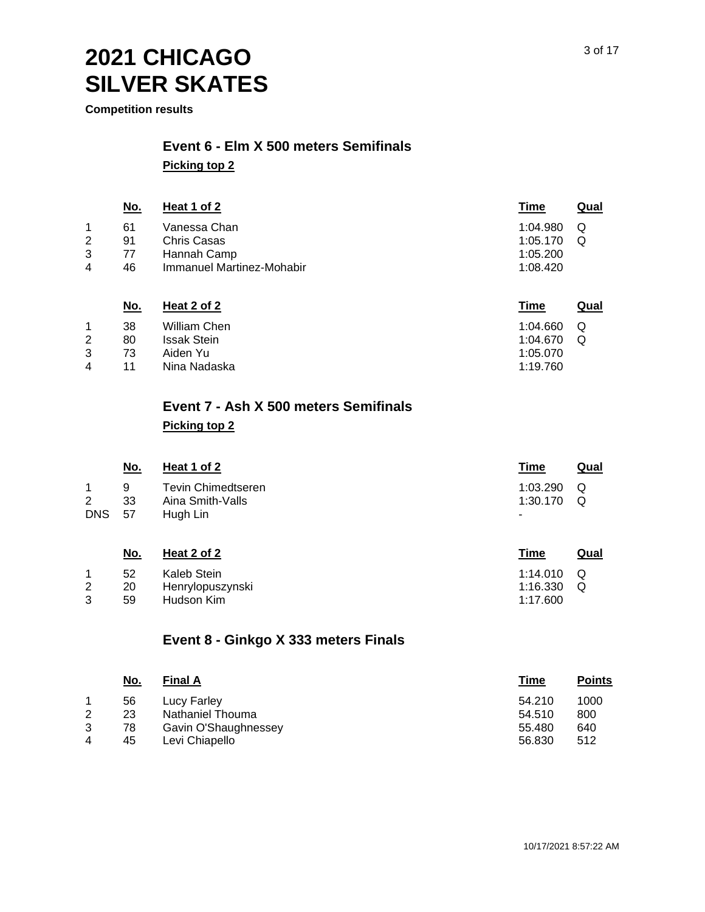# 2021 CHICAGO SILVER SKATES

**Competition results**

## Event 6 - Elm X 500 meters Semifinals

**Picking top 2**

| | No. | Heat 1 of 2 | Time | Qual |
|---|---|---|---|---|
| 1 | 61 | Vanessa Chan | 1:04.980 | Q |
| 2 | 91 | Chris Casas | 1:05.170 | Q |
| 3 | 77 | Hannah Camp | 1:05.200 | |
| 4 | 46 | Immanuel Martinez-Mohabir | 1:08.420 | |

| | No. | Heat 2 of 2 | Time | Qual |
|---|---|---|---|---|
| 1 | 38 | William Chen | 1:04.660 | Q |
| 2 | 80 | Issak Stein | 1:04.670 | Q |
| 3 | 73 | Aiden Yu | 1:05.070 | |
| 4 | 11 | Nina Nadaska | 1:19.760 | |

## Event 7 - Ash X 500 meters Semifinals

**Picking top 2**

| | No. | Heat 1 of 2 | Time | Qual |
|---|---|---|---|---|
| 1 | 9 | Tevin Chimedtseren | 1:03.290 | Q |
| 2 | 33 | Aina Smith-Valls | 1:30.170 | Q |
| DNS | 57 | Hugh Lin | - | |

| | No. | Heat 2 of 2 | Time | Qual |
|---|---|---|---|---|
| 1 | 52 | Kaleb Stein | 1:14.010 | Q |
| 2 | 20 | Henrylopuszynski | 1:16.330 | Q |
| 3 | 59 | Hudson Kim | 1:17.600 | |

## Event 8 - Ginkgo X 333 meters Finals

| | No. | Final A | Time | Points |
|---|---|---|---|---|
| 1 | 56 | Lucy Farley | 54.210 | 1000 |
| 2 | 23 | Nathaniel Thouma | 54.510 | 800 |
| 3 | 78 | Gavin O'Shaughnessey | 55.480 | 640 |
| 4 | 45 | Levi Chiapello | 56.830 | 512 |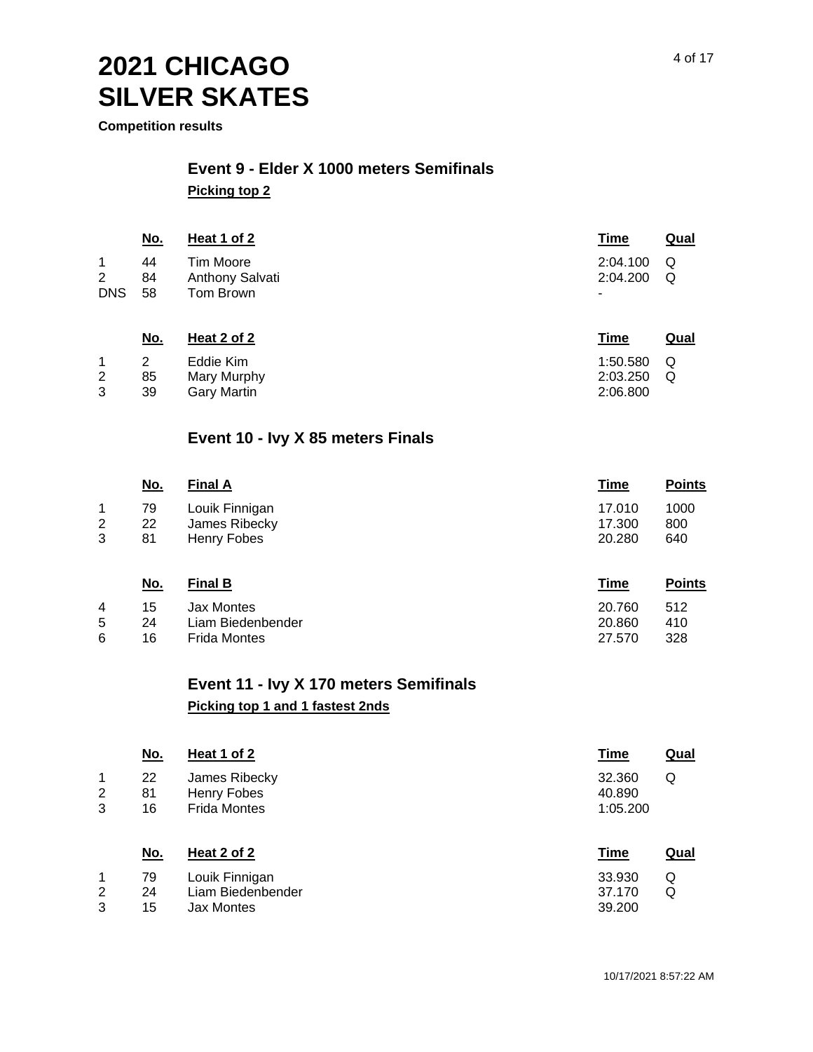# 2021 CHICAGO SILVER SKATES

**Competition results**

## Event 9 - Elder X 1000 meters Semifinals

**Picking top 2**

| | No. | Heat 1 of 2 | Time | Qual |
|---|---|---|---|---|
| 1 | 44 | Tim Moore | 2:04.100 | Q |
| 2 | 84 | Anthony Salvati | 2:04.200 | Q |
| DNS | 58 | Tom Brown | - | |

| | No. | Heat 2 of 2 | Time | Qual |
|---|---|---|---|---|
| 1 | 2 | Eddie Kim | 1:50.580 | Q |
| 2 | 85 | Mary Murphy | 2:03.250 | Q |
| 3 | 39 | Gary Martin | 2:06.800 | |

## Event 10 - Ivy X 85 meters Finals

| | No. | Final A | Time | Points |
|---|---|---|---|---|
| 1 | 79 | Louik Finnigan | 17.010 | 1000 |
| 2 | 22 | James Ribecky | 17.300 | 800 |
| 3 | 81 | Henry Fobes | 20.280 | 640 |

| | No. | Final B | Time | Points |
|---|---|---|---|---|
| 4 | 15 | Jax Montes | 20.760 | 512 |
| 5 | 24 | Liam Biedenbender | 20.860 | 410 |
| 6 | 16 | Frida Montes | 27.570 | 328 |

## Event 11 - Ivy X 170 meters Semifinals

**Picking top 1 and 1 fastest 2nds**

| | No. | Heat 1 of 2 | Time | Qual |
|---|---|---|---|---|
| 1 | 22 | James Ribecky | 32.360 | Q |
| 2 | 81 | Henry Fobes | 40.890 | |
| 3 | 16 | Frida Montes | 1:05.200 | |

| | No. | Heat 2 of 2 | Time | Qual |
|---|---|---|---|---|
| 1 | 79 | Louik Finnigan | 33.930 | Q |
| 2 | 24 | Liam Biedenbender | 37.170 | Q |
| 3 | 15 | Jax Montes | 39.200 | |

10/17/2021 8:57:22 AM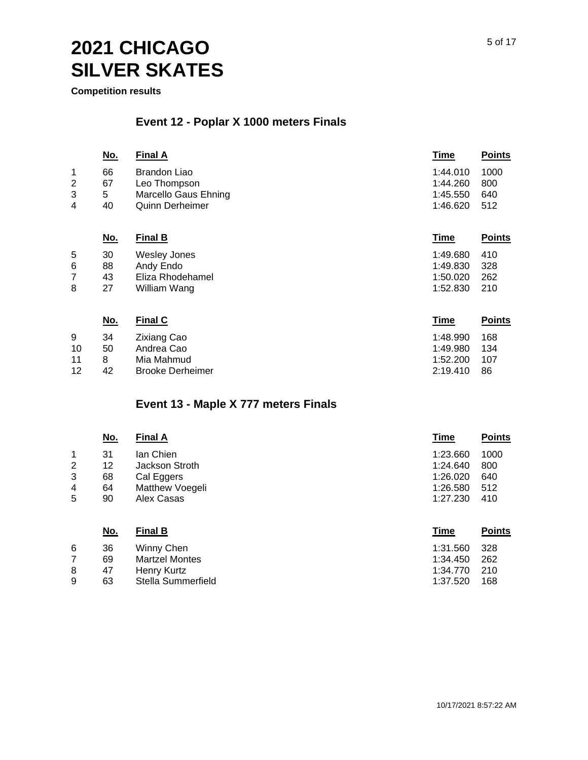# 2021 CHICAGO SILVER SKATES

**Competition results**

## Event 12 - Poplar X 1000 meters Finals

| | No. | Final A | Time | Points |
|---|---|---|---|---|
| 1 | 66 | Brandon Liao | 1:44.010 | 1000 |
| 2 | 67 | Leo Thompson | 1:44.260 | 800 |
| 3 | 5 | Marcello Gaus Ehning | 1:45.550 | 640 |
| 4 | 40 | Quinn Derheimer | 1:46.620 | 512 |

| | No. | Final B | Time | Points |
|---|---|---|---|---|
| 5 | 30 | Wesley Jones | 1:49.680 | 410 |
| 6 | 88 | Andy Endo | 1:49.830 | 328 |
| 7 | 43 | Eliza Rhodehamel | 1:50.020 | 262 |
| 8 | 27 | William Wang | 1:52.830 | 210 |

| | No. | Final C | Time | Points |
|---|---|---|---|---|
| 9 | 34 | Zixiang Cao | 1:48.990 | 168 |
| 10 | 50 | Andrea Cao | 1:49.980 | 134 |
| 11 | 8 | Mia Mahmud | 1:52.200 | 107 |
| 12 | 42 | Brooke Derheimer | 2:19.410 | 86 |

## Event 13 - Maple X 777 meters Finals

| | No. | Final A | Time | Points |
|---|---|---|---|---|
| 1 | 31 | Ian Chien | 1:23.660 | 1000 |
| 2 | 12 | Jackson Stroth | 1:24.640 | 800 |
| 3 | 68 | Cal Eggers | 1:26.020 | 640 |
| 4 | 64 | Matthew Voegeli | 1:26.580 | 512 |
| 5 | 90 | Alex Casas | 1:27.230 | 410 |

| | No. | Final B | Time | Points |
|---|---|---|---|---|
| 6 | 36 | Winny Chen | 1:31.560 | 328 |
| 7 | 69 | Martzel Montes | 1:34.450 | 262 |
| 8 | 47 | Henry Kurtz | 1:34.770 | 210 |
| 9 | 63 | Stella Summerfield | 1:37.520 | 168 |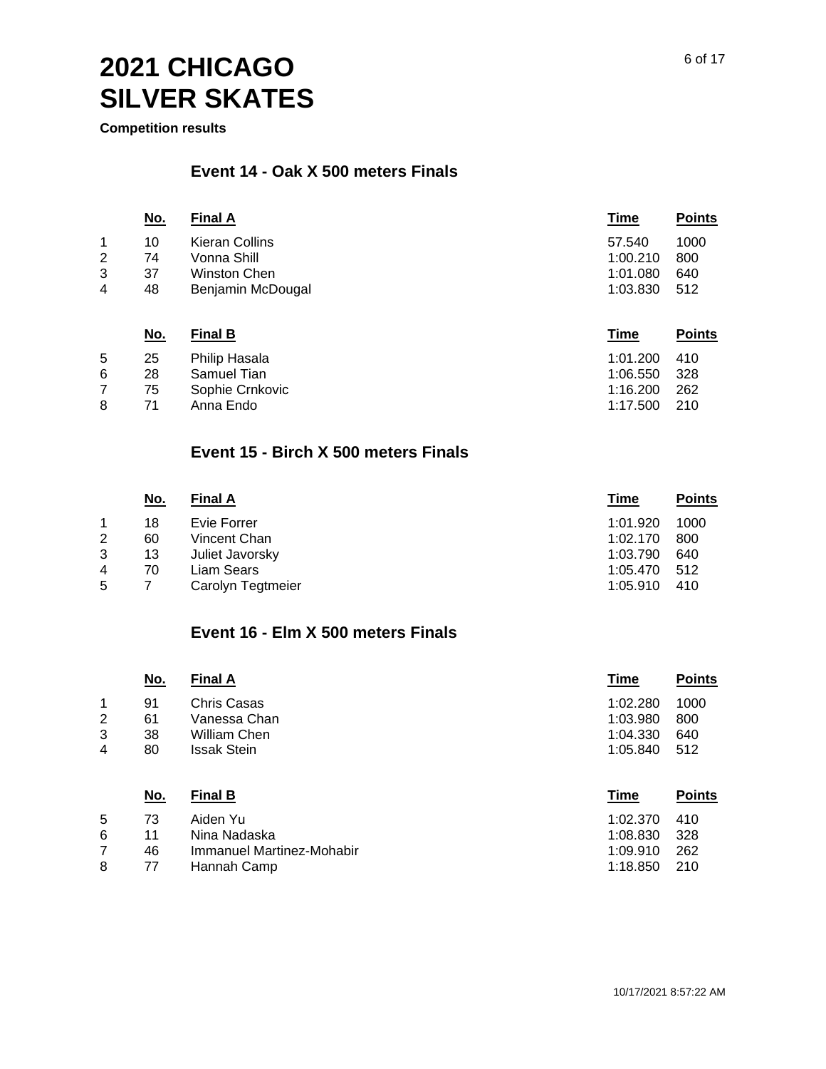# 2021 CHICAGO SILVER SKATES

**Competition results**

## Event 14 - Oak X 500 meters Finals

| | No. | Final A | Time | Points |
|---|---|---|---|---|
| 1 | 10 | Kieran Collins | 57.540 | 1000 |
| 2 | 74 | Vonna Shill | 1:00.210 | 800 |
| 3 | 37 | Winston Chen | 1:01.080 | 640 |
| 4 | 48 | Benjamin McDougal | 1:03.830 | 512 |

| | No. | Final B | Time | Points |
|---|---|---|---|---|
| 5 | 25 | Philip Hasala | 1:01.200 | 410 |
| 6 | 28 | Samuel Tian | 1:06.550 | 328 |
| 7 | 75 | Sophie Crnkovic | 1:16.200 | 262 |
| 8 | 71 | Anna Endo | 1:17.500 | 210 |

## Event 15 - Birch X 500 meters Finals

| | No. | Final A | Time | Points |
|---|---|---|---|---|
| 1 | 18 | Evie Forrer | 1:01.920 | 1000 |
| 2 | 60 | Vincent Chan | 1:02.170 | 800 |
| 3 | 13 | Juliet Javorsky | 1:03.790 | 640 |
| 4 | 70 | Liam Sears | 1:05.470 | 512 |
| 5 | 7 | Carolyn Tegtmeier | 1:05.910 | 410 |

## Event 16 - Elm X 500 meters Finals

| | No. | Final A | Time | Points |
|---|---|---|---|---|
| 1 | 91 | Chris Casas | 1:02.280 | 1000 |
| 2 | 61 | Vanessa Chan | 1:03.980 | 800 |
| 3 | 38 | William Chen | 1:04.330 | 640 |
| 4 | 80 | Issak Stein | 1:05.840 | 512 |

| | No. | Final B | Time | Points |
|---|---|---|---|---|
| 5 | 73 | Aiden Yu | 1:02.370 | 410 |
| 6 | 11 | Nina Nadaska | 1:08.830 | 328 |
| 7 | 46 | Immanuel Martinez-Mohabir | 1:09.910 | 262 |
| 8 | 77 | Hannah Camp | 1:18.850 | 210 |

10/17/2021 8:57:22 AM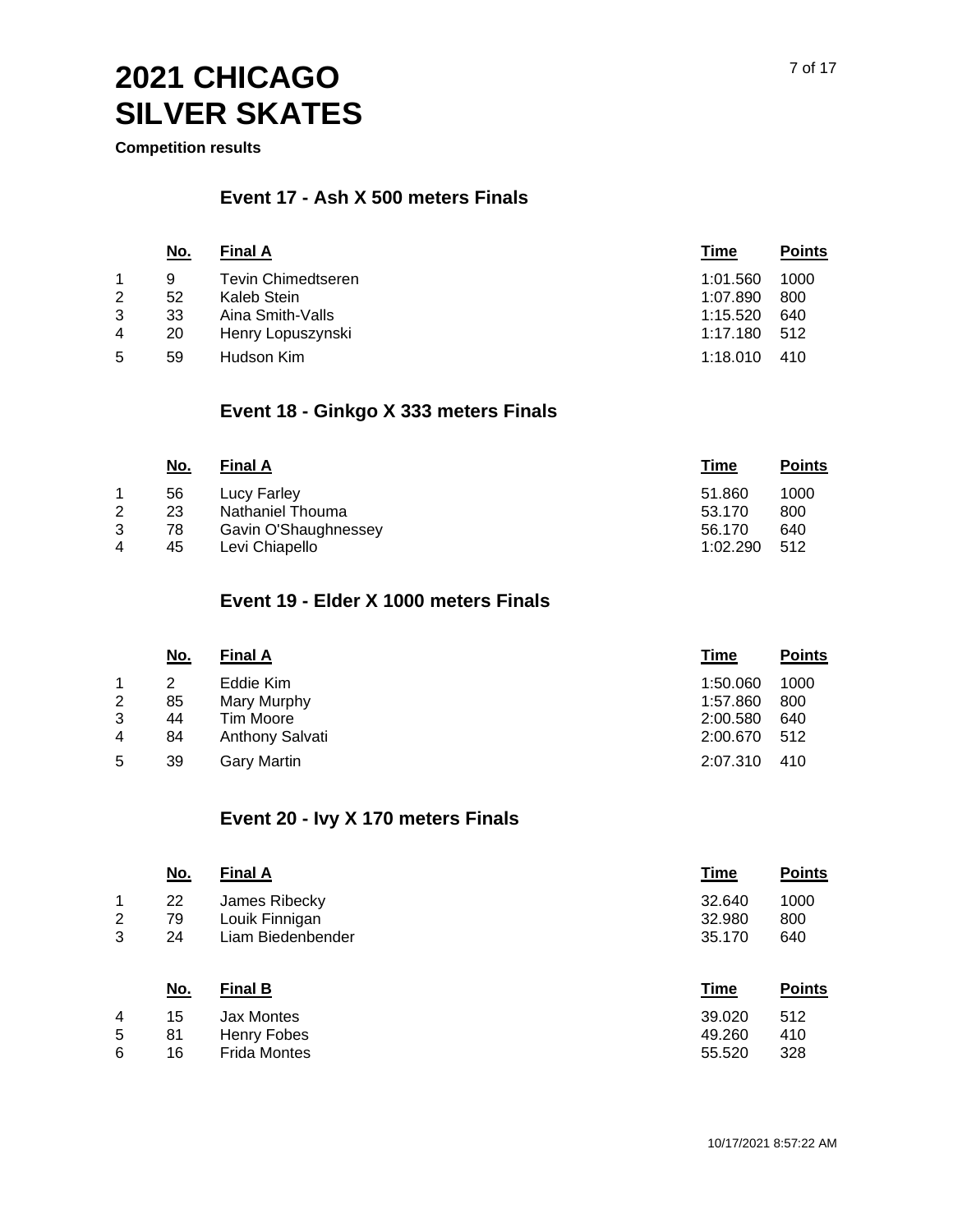# 2021 CHICAGO SILVER SKATES

**Competition results**

## Event 17 - Ash X 500 meters Finals

| | No. | Final A | Time | Points |
|---|---|---|---|---|
| 1 | 9 | Tevin Chimedtseren | 1:01.560 | 1000 |
| 2 | 52 | Kaleb Stein | 1:07.890 | 800 |
| 3 | 33 | Aina Smith-Valls | 1:15.520 | 640 |
| 4 | 20 | Henry Lopuszynski | 1:17.180 | 512 |
| 5 | 59 | Hudson Kim | 1:18.010 | 410 |

## Event 18 - Ginkgo X 333 meters Finals

| | No. | Final A | Time | Points |
|---|---|---|---|---|
| 1 | 56 | Lucy Farley | 51.860 | 1000 |
| 2 | 23 | Nathaniel Thouma | 53.170 | 800 |
| 3 | 78 | Gavin O'Shaughnessey | 56.170 | 640 |
| 4 | 45 | Levi Chiapello | 1:02.290 | 512 |

## Event 19 - Elder X 1000 meters Finals

| | No. | Final A | Time | Points |
|---|---|---|---|---|
| 1 | 2 | Eddie Kim | 1:50.060 | 1000 |
| 2 | 85 | Mary Murphy | 1:57.860 | 800 |
| 3 | 44 | Tim Moore | 2:00.580 | 640 |
| 4 | 84 | Anthony Salvati | 2:00.670 | 512 |
| 5 | 39 | Gary Martin | 2:07.310 | 410 |

## Event 20 - Ivy X 170 meters Finals

| | No. | Final A | Time | Points |
|---|---|---|---|---|
| 1 | 22 | James Ribecky | 32.640 | 1000 |
| 2 | 79 | Louik Finnigan | 32.980 | 800 |
| 3 | 24 | Liam Biedenbender | 35.170 | 640 |

| | No. | Final B | Time | Points |
|---|---|---|---|---|
| 4 | 15 | Jax Montes | 39.020 | 512 |
| 5 | 81 | Henry Fobes | 49.260 | 410 |
| 6 | 16 | Frida Montes | 55.520 | 328 |

10/17/2021 8:57:22 AM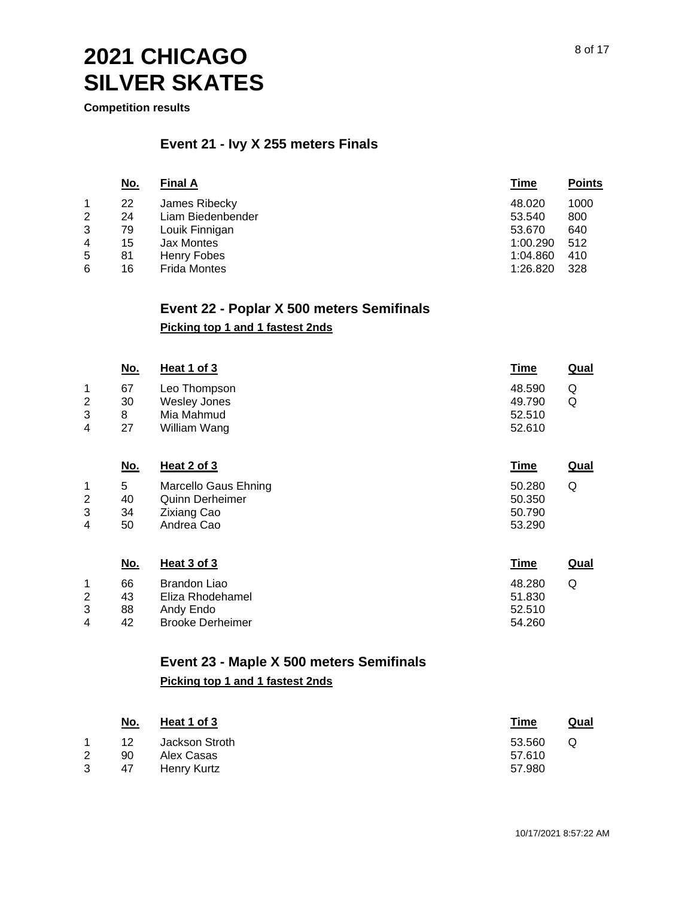# 2021 CHICAGO SILVER SKATES

**Competition results**

## Event 21 - Ivy X 255 meters Finals

| | No. | Final A | Time | Points |
|---|---|---|---|---|
| 1 | 22 | James Ribecky | 48.020 | 1000 |
| 2 | 24 | Liam Biedenbender | 53.540 | 800 |
| 3 | 79 | Louik Finnigan | 53.670 | 640 |
| 4 | 15 | Jax Montes | 1:00.290 | 512 |
| 5 | 81 | Henry Fobes | 1:04.860 | 410 |
| 6 | 16 | Frida Montes | 1:26.820 | 328 |

## Event 22 - Poplar X 500 meters Semifinals

**Picking top 1 and 1 fastest 2nds**

| | No. | Heat 1 of 3 | Time | Qual |
|---|---|---|---|---|
| 1 | 67 | Leo Thompson | 48.590 | Q |
| 2 | 30 | Wesley Jones | 49.790 | Q |
| 3 | 8 | Mia Mahmud | 52.510 | |
| 4 | 27 | William Wang | 52.610 | |

| | No. | Heat 2 of 3 | Time | Qual |
|---|---|---|---|---|
| 1 | 5 | Marcello Gaus Ehning | 50.280 | Q |
| 2 | 40 | Quinn Derheimer | 50.350 | |
| 3 | 34 | Zixiang Cao | 50.790 | |
| 4 | 50 | Andrea Cao | 53.290 | |

| | No. | Heat 3 of 3 | Time | Qual |
|---|---|---|---|---|
| 1 | 66 | Brandon Liao | 48.280 | Q |
| 2 | 43 | Eliza Rhodehamel | 51.830 | |
| 3 | 88 | Andy Endo | 52.510 | |
| 4 | 42 | Brooke Derheimer | 54.260 | |

## Event 23 - Maple X 500 meters Semifinals

**Picking top 1 and 1 fastest 2nds**

| | No. | Heat 1 of 3 | Time | Qual |
|---|---|---|---|---|
| 1 | 12 | Jackson Stroth | 53.560 | Q |
| 2 | 90 | Alex Casas | 57.610 | |
| 3 | 47 | Henry Kurtz | 57.980 | |

10/17/2021 8:57:22 AM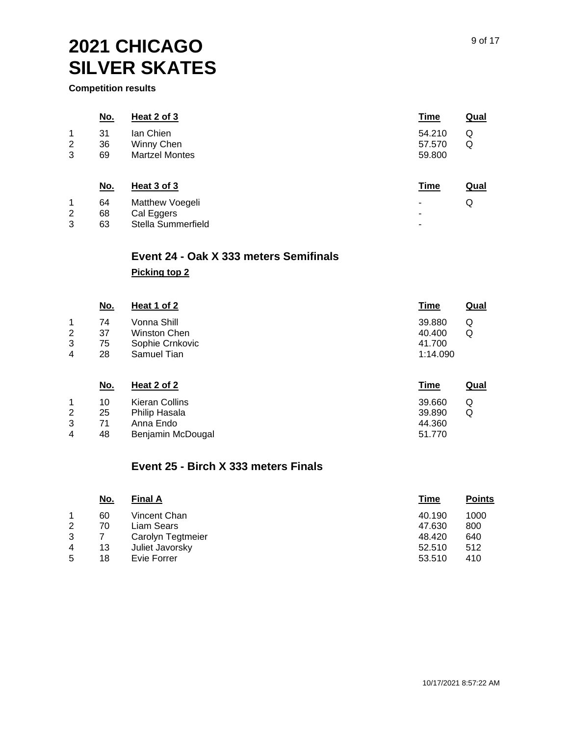# 2021 CHICAGO SILVER SKATES

**Competition results**

| | No. | Heat 2 of 3 | Time | Qual |
|---|---|---|---|---|
| 1 | 31 | Ian Chien | 54.210 | Q |
| 2 | 36 | Winny Chen | 57.570 | Q |
| 3 | 69 | Martzel Montes | 59.800 | |

| | No. | Heat 3 of 3 | Time | Qual |
|---|---|---|---|---|
| 1 | 64 | Matthew Voegeli | - | Q |
| 2 | 68 | Cal Eggers | - | |
| 3 | 63 | Stella Summerfield | - | |

## Event 24 - Oak X 333 meters Semifinals

**Picking top 2**

| | No. | Heat 1 of 2 | Time | Qual |
|---|---|---|---|---|
| 1 | 74 | Vonna Shill | 39.880 | Q |
| 2 | 37 | Winston Chen | 40.400 | Q |
| 3 | 75 | Sophie Crnkovic | 41.700 | |
| 4 | 28 | Samuel Tian | 1:14.090 | |

| | No. | Heat 2 of 2 | Time | Qual |
|---|---|---|---|---|
| 1 | 10 | Kieran Collins | 39.660 | Q |
| 2 | 25 | Philip Hasala | 39.890 | Q |
| 3 | 71 | Anna Endo | 44.360 | |
| 4 | 48 | Benjamin McDougal | 51.770 | |

## Event 25 - Birch X 333 meters Finals

| | No. | Final A | Time | Points |
|---|---|---|---|---|
| 1 | 60 | Vincent Chan | 40.190 | 1000 |
| 2 | 70 | Liam Sears | 47.630 | 800 |
| 3 | 7 | Carolyn Tegtmeier | 48.420 | 640 |
| 4 | 13 | Juliet Javorsky | 52.510 | 512 |
| 5 | 18 | Evie Forrer | 53.510 | 410 |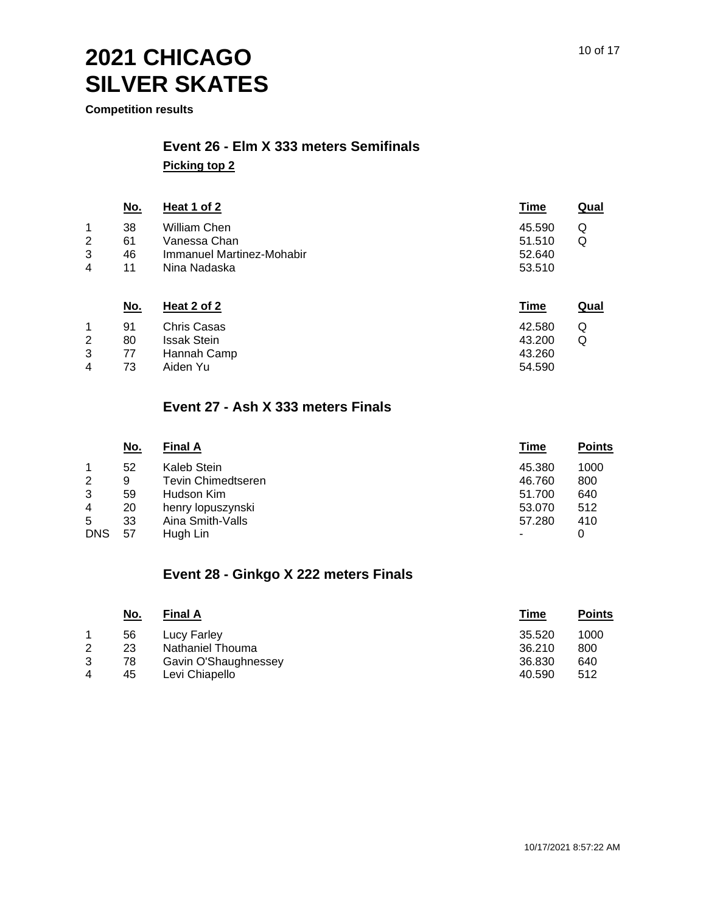# 2021 CHICAGO SILVER SKATES

**Competition results**

## Event 26 - Elm X 333 meters Semifinals

**Picking top 2**

| | No. | Heat 1 of 2 | Time | Qual |
|---|---|---|---|---|
| 1 | 38 | William Chen | 45.590 | Q |
| 2 | 61 | Vanessa Chan | 51.510 | Q |
| 3 | 46 | Immanuel Martinez-Mohabir | 52.640 | |
| 4 | 11 | Nina Nadaska | 53.510 | |

| | No. | Heat 2 of 2 | Time | Qual |
|---|---|---|---|---|
| 1 | 91 | Chris Casas | 42.580 | Q |
| 2 | 80 | Issak Stein | 43.200 | Q |
| 3 | 77 | Hannah Camp | 43.260 | |
| 4 | 73 | Aiden Yu | 54.590 | |

## Event 27 - Ash X 333 meters Finals

| | No. | Final A | Time | Points |
|---|---|---|---|---|
| 1 | 52 | Kaleb Stein | 45.380 | 1000 |
| 2 | 9 | Tevin Chimedtseren | 46.760 | 800 |
| 3 | 59 | Hudson Kim | 51.700 | 640 |
| 4 | 20 | henry lopuszynski | 53.070 | 512 |
| 5 | 33 | Aina Smith-Valls | 57.280 | 410 |
| DNS | 57 | Hugh Lin | - | 0 |

## Event 28 - Ginkgo X 222 meters Finals

| | No. | Final A | Time | Points |
|---|---|---|---|---|
| 1 | 56 | Lucy Farley | 35.520 | 1000 |
| 2 | 23 | Nathaniel Thouma | 36.210 | 800 |
| 3 | 78 | Gavin O'Shaughnessey | 36.830 | 640 |
| 4 | 45 | Levi Chiapello | 40.590 | 512 |

10/17/2021 8:57:22 AM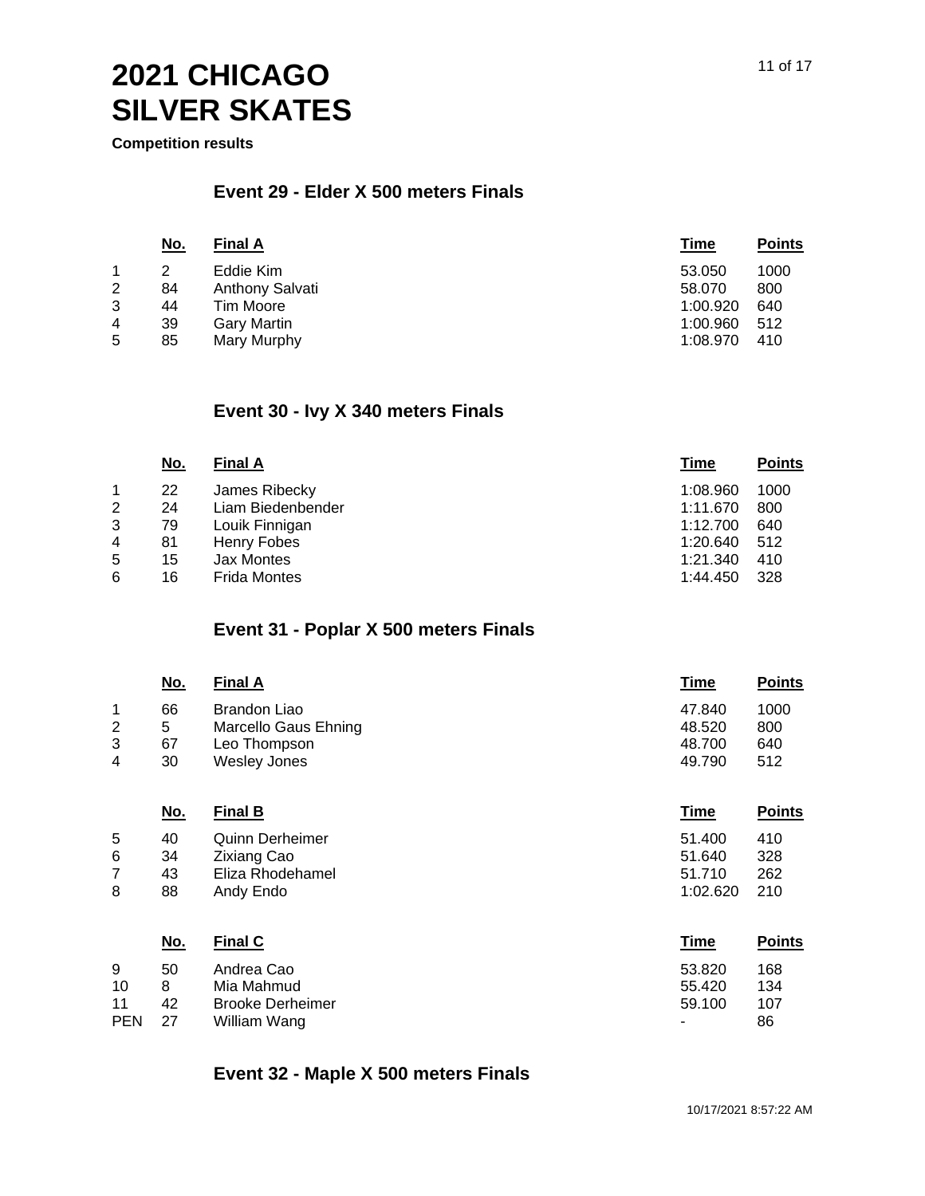# 2021 CHICAGO SILVER SKATES

**Competition results**

## Event 29 - Elder X 500 meters Finals

| | No. | Final A | Time | Points |
|---|---|---|---|---|
| 1 | 2 | Eddie Kim | 53.050 | 1000 |
| 2 | 84 | Anthony Salvati | 58.070 | 800 |
| 3 | 44 | Tim Moore | 1:00.920 | 640 |
| 4 | 39 | Gary Martin | 1:00.960 | 512 |
| 5 | 85 | Mary Murphy | 1:08.970 | 410 |

## Event 30 - Ivy X 340 meters Finals

| | No. | Final A | Time | Points |
|---|---|---|---|---|
| 1 | 22 | James Ribecky | 1:08.960 | 1000 |
| 2 | 24 | Liam Biedenbender | 1:11.670 | 800 |
| 3 | 79 | Louik Finnigan | 1:12.700 | 640 |
| 4 | 81 | Henry Fobes | 1:20.640 | 512 |
| 5 | 15 | Jax Montes | 1:21.340 | 410 |
| 6 | 16 | Frida Montes | 1:44.450 | 328 |

## Event 31 - Poplar X 500 meters Finals

| | No. | Final A | Time | Points |
|---|---|---|---|---|
| 1 | 66 | Brandon Liao | 47.840 | 1000 |
| 2 | 5 | Marcello Gaus Ehning | 48.520 | 800 |
| 3 | 67 | Leo Thompson | 48.700 | 640 |
| 4 | 30 | Wesley Jones | 49.790 | 512 |

| | No. | Final B | Time | Points |
|---|---|---|---|---|
| 5 | 40 | Quinn Derheimer | 51.400 | 410 |
| 6 | 34 | Zixiang Cao | 51.640 | 328 |
| 7 | 43 | Eliza Rhodehamel | 51.710 | 262 |
| 8 | 88 | Andy Endo | 1:02.620 | 210 |

| | No. | Final C | Time | Points |
|---|---|---|---|---|
| 9 | 50 | Andrea Cao | 53.820 | 168 |
| 10 | 8 | Mia Mahmud | 55.420 | 134 |
| 11 | 42 | Brooke Derheimer | 59.100 | 107 |
| PEN | 27 | William Wang | - | 86 |

## Event 32 - Maple X 500 meters Finals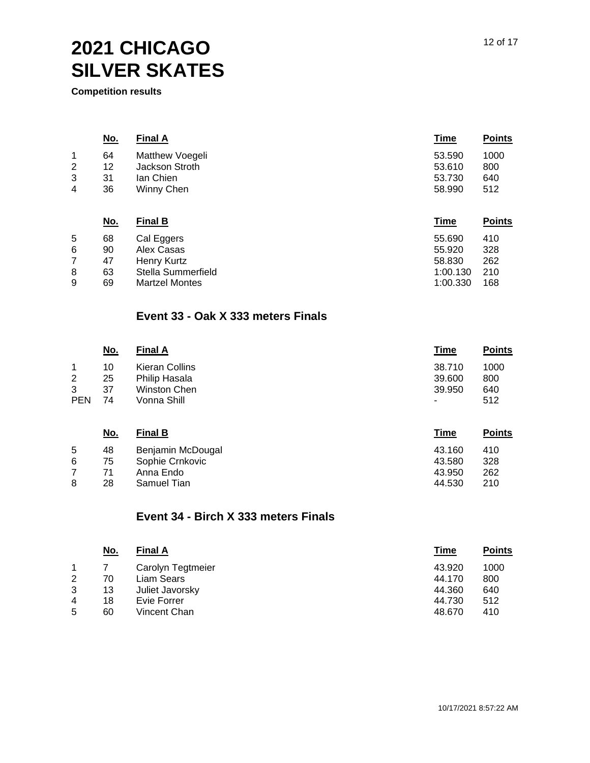# 2021 CHICAGO SILVER SKATES

**Competition results**

| | No. | Final A | Time | Points |
|---|---|---|---|---|
| 1 | 64 | Matthew Voegeli | 53.590 | 1000 |
| 2 | 12 | Jackson Stroth | 53.610 | 800 |
| 3 | 31 | Ian Chien | 53.730 | 640 |
| 4 | 36 | Winny Chen | 58.990 | 512 |

| | No. | Final B | Time | Points |
|---|---|---|---|---|
| 5 | 68 | Cal Eggers | 55.690 | 410 |
| 6 | 90 | Alex Casas | 55.920 | 328 |
| 7 | 47 | Henry Kurtz | 58.830 | 262 |
| 8 | 63 | Stella Summerfield | 1:00.130 | 210 |
| 9 | 69 | Martzel Montes | 1:00.330 | 168 |

### Event 33 - Oak X 333 meters Finals

| | No. | Final A | Time | Points |
|---|---|---|---|---|
| 1 | 10 | Kieran Collins | 38.710 | 1000 |
| 2 | 25 | Philip Hasala | 39.600 | 800 |
| 3 | 37 | Winston Chen | 39.950 | 640 |
| PEN | 74 | Vonna Shill | - | 512 |

| | No. | Final B | Time | Points |
|---|---|---|---|---|
| 5 | 48 | Benjamin McDougal | 43.160 | 410 |
| 6 | 75 | Sophie Crnkovic | 43.580 | 328 |
| 7 | 71 | Anna Endo | 43.950 | 262 |
| 8 | 28 | Samuel Tian | 44.530 | 210 |

### Event 34 - Birch X 333 meters Finals

| | No. | Final A | Time | Points |
|---|---|---|---|---|
| 1 | 7 | Carolyn Tegtmeier | 43.920 | 1000 |
| 2 | 70 | Liam Sears | 44.170 | 800 |
| 3 | 13 | Juliet Javorsky | 44.360 | 640 |
| 4 | 18 | Evie Forrer | 44.730 | 512 |
| 5 | 60 | Vincent Chan | 48.670 | 410 |

10/17/2021 8:57:22 AM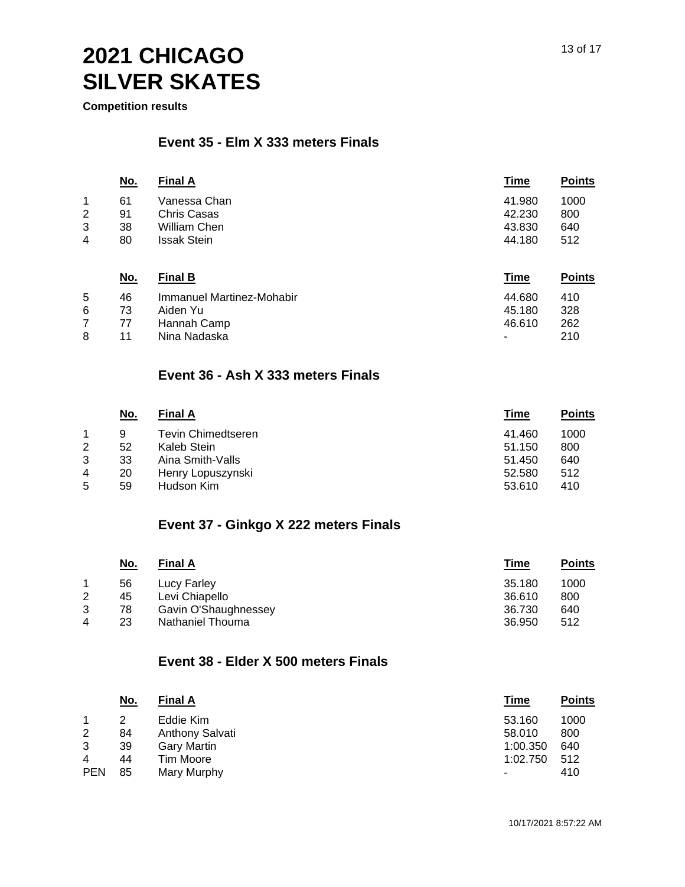# 2021 CHICAGO SILVER SKATES

**Competition results**

## Event 35 - Elm X 333 meters Finals

| | No. | Final A | Time | Points |
|---|---|---|---|---|
| 1 | 61 | Vanessa Chan | 41.980 | 1000 |
| 2 | 91 | Chris Casas | 42.230 | 800 |
| 3 | 38 | William Chen | 43.830 | 640 |
| 4 | 80 | Issak Stein | 44.180 | 512 |

| | No. | Final B | Time | Points |
|---|---|---|---|---|
| 5 | 46 | Immanuel Martinez-Mohabir | 44.680 | 410 |
| 6 | 73 | Aiden Yu | 45.180 | 328 |
| 7 | 77 | Hannah Camp | 46.610 | 262 |
| 8 | 11 | Nina Nadaska | - | 210 |

## Event 36 - Ash X 333 meters Finals

| | No. | Final A | Time | Points |
|---|---|---|---|---|
| 1 | 9 | Tevin Chimedtseren | 41.460 | 1000 |
| 2 | 52 | Kaleb Stein | 51.150 | 800 |
| 3 | 33 | Aina Smith-Valls | 51.450 | 640 |
| 4 | 20 | Henry Lopuszynski | 52.580 | 512 |
| 5 | 59 | Hudson Kim | 53.610 | 410 |

## Event 37 - Ginkgo X 222 meters Finals

| | No. | Final A | Time | Points |
|---|---|---|---|---|
| 1 | 56 | Lucy Farley | 35.180 | 1000 |
| 2 | 45 | Levi Chiapello | 36.610 | 800 |
| 3 | 78 | Gavin O'Shaughnessey | 36.730 | 640 |
| 4 | 23 | Nathaniel Thouma | 36.950 | 512 |

## Event 38 - Elder X 500 meters Finals

| | No. | Final A | Time | Points |
|---|---|---|---|---|
| 1 | 2 | Eddie Kim | 53.160 | 1000 |
| 2 | 84 | Anthony Salvati | 58.010 | 800 |
| 3 | 39 | Gary Martin | 1:00.350 | 640 |
| 4 | 44 | Tim Moore | 1:02.750 | 512 |
| PEN | 85 | Mary Murphy | - | 410 |

10/17/2021 8:57:22 AM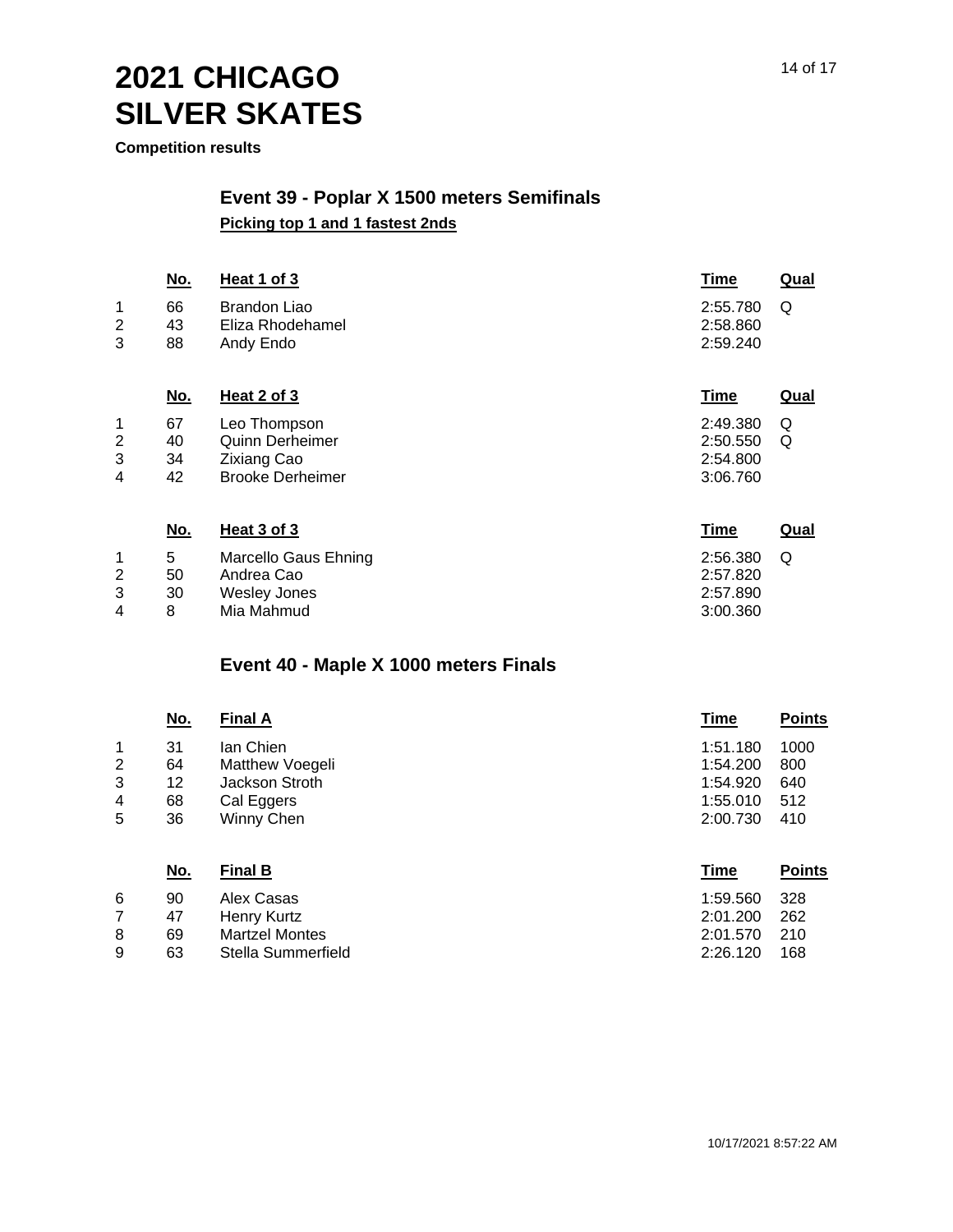# 2021 CHICAGO SILVER SKATES

**Competition results**

## Event 39 - Poplar X 1500 meters Semifinals

**Picking top 1 and 1 fastest 2nds**

| | No. | Heat 1 of 3 | Time | Qual |
|---|---|---|---|---|
| 1 | 66 | Brandon Liao | 2:55.780 | Q |
| 2 | 43 | Eliza Rhodehamel | 2:58.860 | |
| 3 | 88 | Andy Endo | 2:59.240 | |

| | No. | Heat 2 of 3 | Time | Qual |
|---|---|---|---|---|
| 1 | 67 | Leo Thompson | 2:49.380 | Q |
| 2 | 40 | Quinn Derheimer | 2:50.550 | Q |
| 3 | 34 | Zixiang Cao | 2:54.800 | |
| 4 | 42 | Brooke Derheimer | 3:06.760 | |

| | No. | Heat 3 of 3 | Time | Qual |
|---|---|---|---|---|
| 1 | 5 | Marcello Gaus Ehning | 2:56.380 | Q |
| 2 | 50 | Andrea Cao | 2:57.820 | |
| 3 | 30 | Wesley Jones | 2:57.890 | |
| 4 | 8 | Mia Mahmud | 3:00.360 | |

## Event 40 - Maple X 1000 meters Finals

| | No. | Final A | Time | Points |
|---|---|---|---|---|
| 1 | 31 | Ian Chien | 1:51.180 | 1000 |
| 2 | 64 | Matthew Voegeli | 1:54.200 | 800 |
| 3 | 12 | Jackson Stroth | 1:54.920 | 640 |
| 4 | 68 | Cal Eggers | 1:55.010 | 512 |
| 5 | 36 | Winny Chen | 2:00.730 | 410 |

| | No. | Final B | Time | Points |
|---|---|---|---|---|
| 6 | 90 | Alex Casas | 1:59.560 | 328 |
| 7 | 47 | Henry Kurtz | 2:01.200 | 262 |
| 8 | 69 | Martzel Montes | 2:01.570 | 210 |
| 9 | 63 | Stella Summerfield | 2:26.120 | 168 |

10/17/2021 8:57:22 AM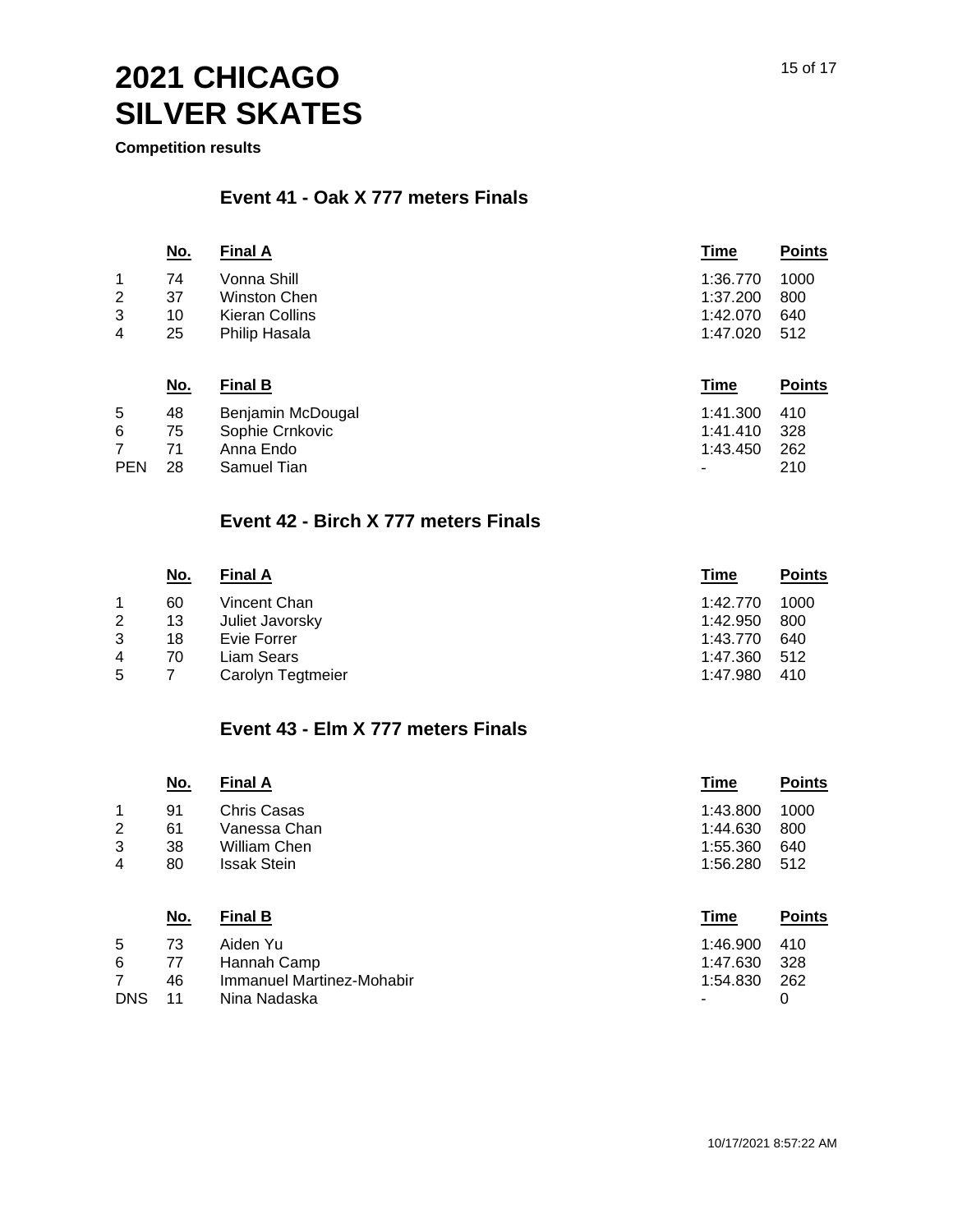# 2021 CHICAGO SILVER SKATES

**Competition results**

## Event 41 - Oak X 777 meters Finals

| | No. | Final A | Time | Points |
|---|---|---|---|---|
| 1 | 74 | Vonna Shill | 1:36.770 | 1000 |
| 2 | 37 | Winston Chen | 1:37.200 | 800 |
| 3 | 10 | Kieran Collins | 1:42.070 | 640 |
| 4 | 25 | Philip Hasala | 1:47.020 | 512 |

| | No. | Final B | Time | Points |
|---|---|---|---|---|
| 5 | 48 | Benjamin McDougal | 1:41.300 | 410 |
| 6 | 75 | Sophie Crnkovic | 1:41.410 | 328 |
| 7 | 71 | Anna Endo | 1:43.450 | 262 |
| PEN | 28 | Samuel Tian | - | 210 |

## Event 42 - Birch X 777 meters Finals

| | No. | Final A | Time | Points |
|---|---|---|---|---|
| 1 | 60 | Vincent Chan | 1:42.770 | 1000 |
| 2 | 13 | Juliet Javorsky | 1:42.950 | 800 |
| 3 | 18 | Evie Forrer | 1:43.770 | 640 |
| 4 | 70 | Liam Sears | 1:47.360 | 512 |
| 5 | 7 | Carolyn Tegtmeier | 1:47.980 | 410 |

## Event 43 - Elm X 777 meters Finals

| | No. | Final A | Time | Points |
|---|---|---|---|---|
| 1 | 91 | Chris Casas | 1:43.800 | 1000 |
| 2 | 61 | Vanessa Chan | 1:44.630 | 800 |
| 3 | 38 | William Chen | 1:55.360 | 640 |
| 4 | 80 | Issak Stein | 1:56.280 | 512 |

| | No. | Final B | Time | Points |
|---|---|---|---|---|
| 5 | 73 | Aiden Yu | 1:46.900 | 410 |
| 6 | 77 | Hannah Camp | 1:47.630 | 328 |
| 7 | 46 | Immanuel Martinez-Mohabir | 1:54.830 | 262 |
| DNS | 11 | Nina Nadaska | - | 0 |

10/17/2021 8:57:22 AM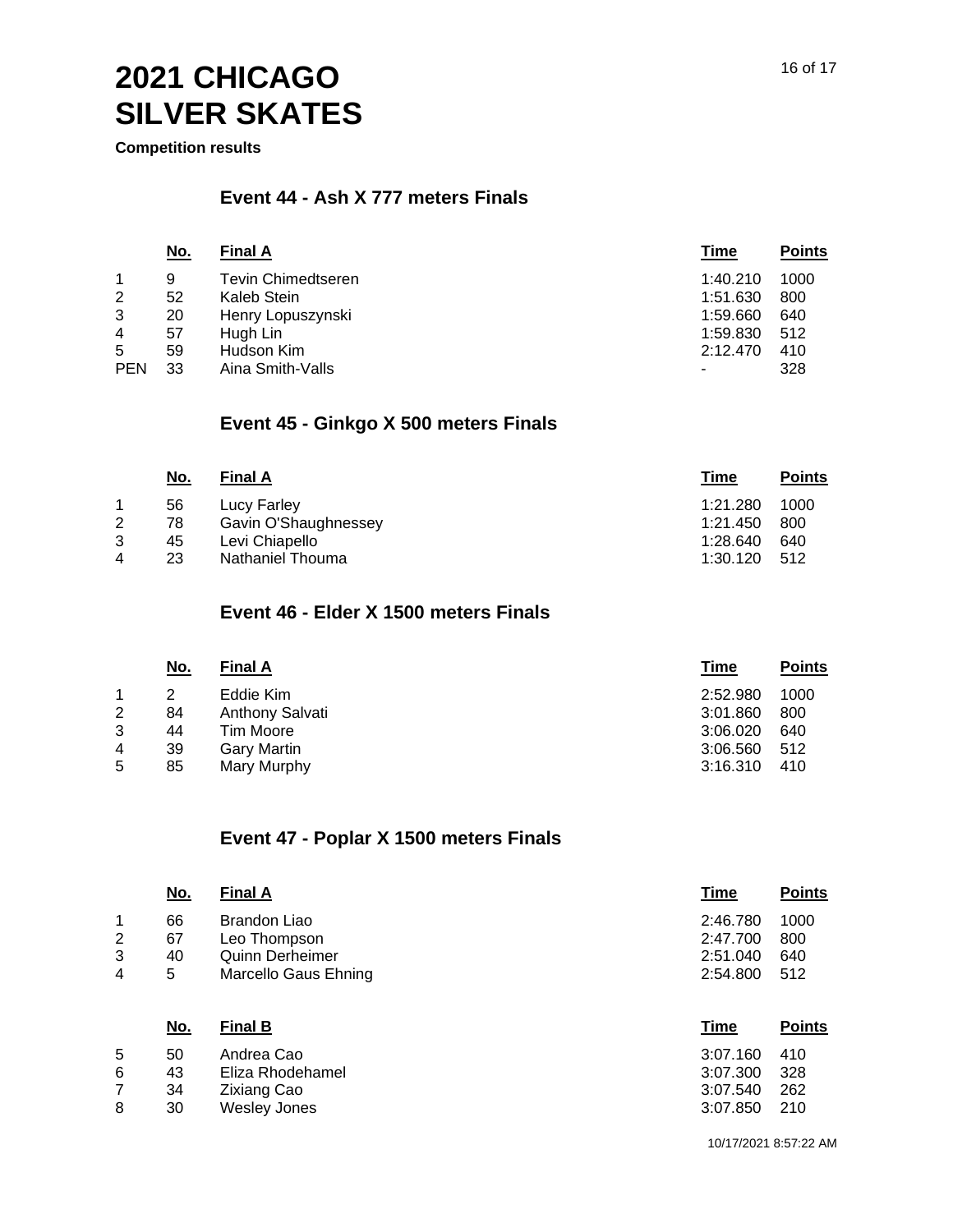# 2021 CHICAGO SILVER SKATES

**Competition results**

## Event 44 - Ash X 777 meters Finals

| | No. | Final A | Time | Points |
|---|---|---|---|---|
| 1 | 9 | Tevin Chimedtseren | 1:40.210 | 1000 |
| 2 | 52 | Kaleb Stein | 1:51.630 | 800 |
| 3 | 20 | Henry Lopuszynski | 1:59.660 | 640 |
| 4 | 57 | Hugh Lin | 1:59.830 | 512 |
| 5 | 59 | Hudson Kim | 2:12.470 | 410 |
| PEN | 33 | Aina Smith-Valls | - | 328 |

## Event 45 - Ginkgo X 500 meters Finals

| | No. | Final A | Time | Points |
|---|---|---|---|---|
| 1 | 56 | Lucy Farley | 1:21.280 | 1000 |
| 2 | 78 | Gavin O'Shaughnessey | 1:21.450 | 800 |
| 3 | 45 | Levi Chiapello | 1:28.640 | 640 |
| 4 | 23 | Nathaniel Thouma | 1:30.120 | 512 |

## Event 46 - Elder X 1500 meters Finals

| | No. | Final A | Time | Points |
|---|---|---|---|---|
| 1 | 2 | Eddie Kim | 2:52.980 | 1000 |
| 2 | 84 | Anthony Salvati | 3:01.860 | 800 |
| 3 | 44 | Tim Moore | 3:06.020 | 640 |
| 4 | 39 | Gary Martin | 3:06.560 | 512 |
| 5 | 85 | Mary Murphy | 3:16.310 | 410 |

## Event 47 - Poplar X 1500 meters Finals

| | No. | Final A | Time | Points |
|---|---|---|---|---|
| 1 | 66 | Brandon Liao | 2:46.780 | 1000 |
| 2 | 67 | Leo Thompson | 2:47.700 | 800 |
| 3 | 40 | Quinn Derheimer | 2:51.040 | 640 |
| 4 | 5 | Marcello Gaus Ehning | 2:54.800 | 512 |

| | No. | Final B | Time | Points |
|---|---|---|---|---|
| 5 | 50 | Andrea Cao | 3:07.160 | 410 |
| 6 | 43 | Eliza Rhodehamel | 3:07.300 | 328 |
| 7 | 34 | Zixiang Cao | 3:07.540 | 262 |
| 8 | 30 | Wesley Jones | 3:07.850 | 210 |

10/17/2021 8:57:22 AM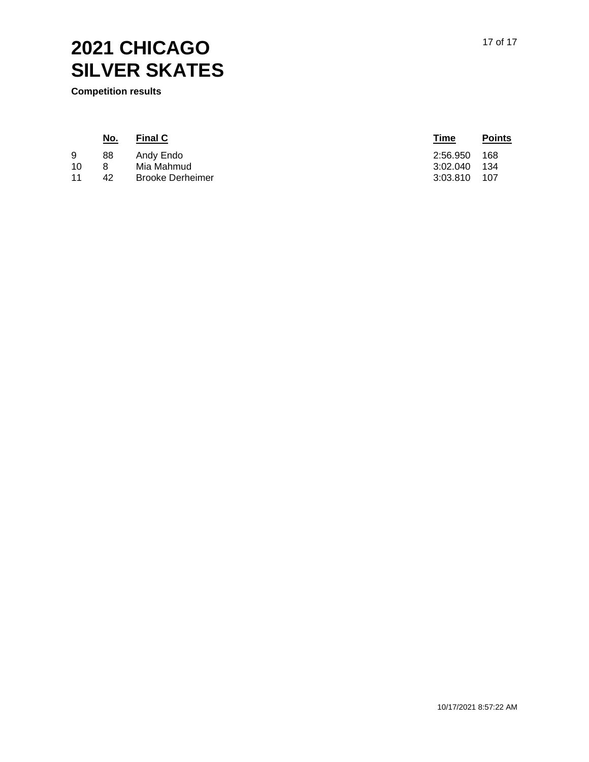# 2021 CHICAGO SILVER SKATES

**Competition results**

| | No. | Final C | Time | Points |
|---|---|---|---|---|
| 9 | 88 | Andy Endo | 2:56.950 | 168 |
| 10 | 8 | Mia Mahmud | 3:02.040 | 134 |
| 11 | 42 | Brooke Derheimer | 3:03.810 | 107 |

10/17/2021 8:57:22 AM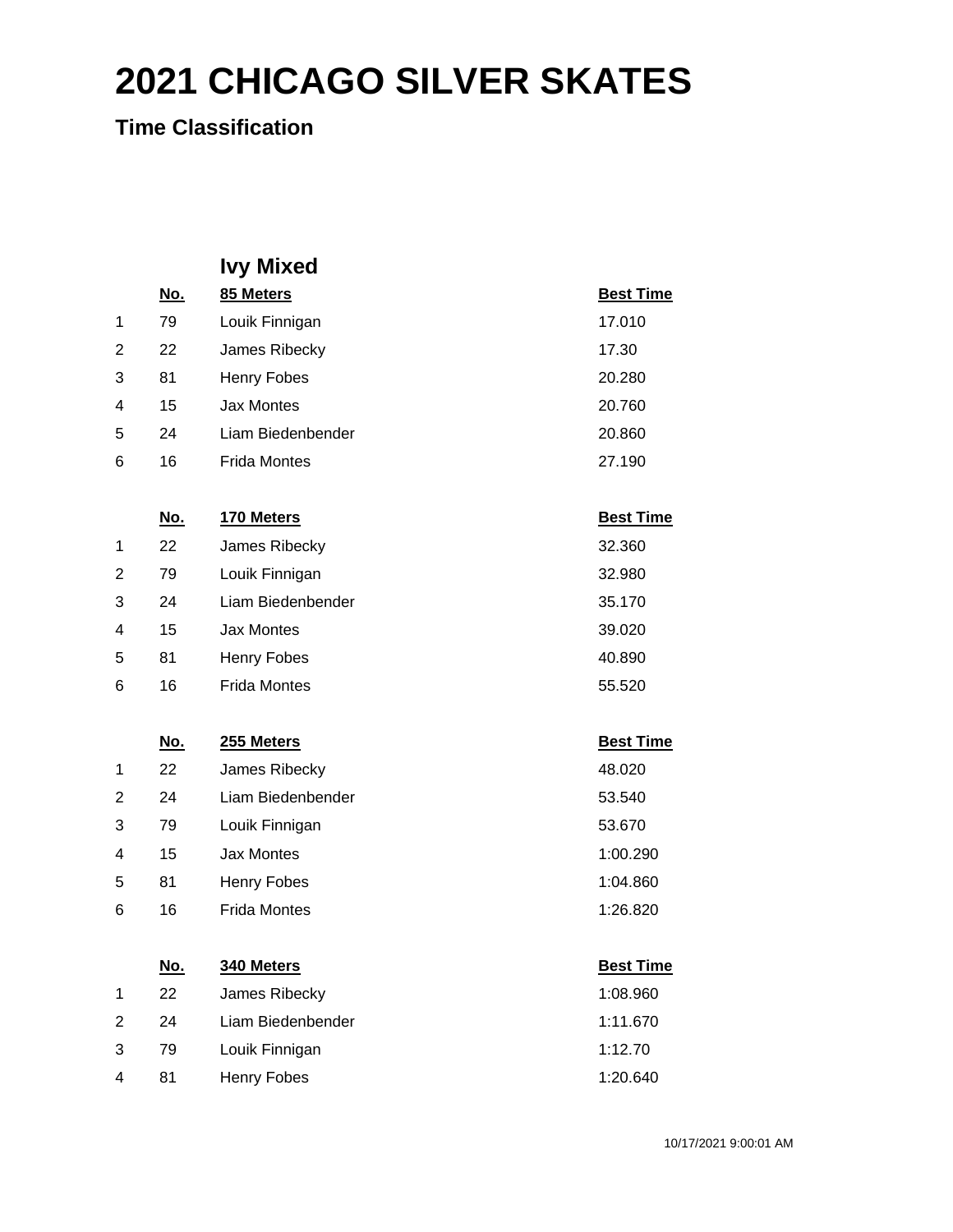# 2021 CHICAGO SILVER SKATES

## Time Classification

### Ivy Mixed

| | No. | 85 Meters | Best Time |
|---|---|---|---|
| 1 | 79 | Louik Finnigan | 17.010 |
| 2 | 22 | James Ribecky | 17.30 |
| 3 | 81 | Henry Fobes | 20.280 |
| 4 | 15 | Jax Montes | 20.760 |
| 5 | 24 | Liam Biedenbender | 20.860 |
| 6 | 16 | Frida Montes | 27.190 |

| | No. | 170 Meters | Best Time |
|---|---|---|---|
| 1 | 22 | James Ribecky | 32.360 |
| 2 | 79 | Louik Finnigan | 32.980 |
| 3 | 24 | Liam Biedenbender | 35.170 |
| 4 | 15 | Jax Montes | 39.020 |
| 5 | 81 | Henry Fobes | 40.890 |
| 6 | 16 | Frida Montes | 55.520 |

| | No. | 255 Meters | Best Time |
|---|---|---|---|
| 1 | 22 | James Ribecky | 48.020 |
| 2 | 24 | Liam Biedenbender | 53.540 |
| 3 | 79 | Louik Finnigan | 53.670 |
| 4 | 15 | Jax Montes | 1:00.290 |
| 5 | 81 | Henry Fobes | 1:04.860 |
| 6 | 16 | Frida Montes | 1:26.820 |

| | No. | 340 Meters | Best Time |
|---|---|---|---|
| 1 | 22 | James Ribecky | 1:08.960 |
| 2 | 24 | Liam Biedenbender | 1:11.670 |
| 3 | 79 | Louik Finnigan | 1:12.70 |
| 4 | 81 | Henry Fobes | 1:20.640 |

10/17/2021 9:00:01 AM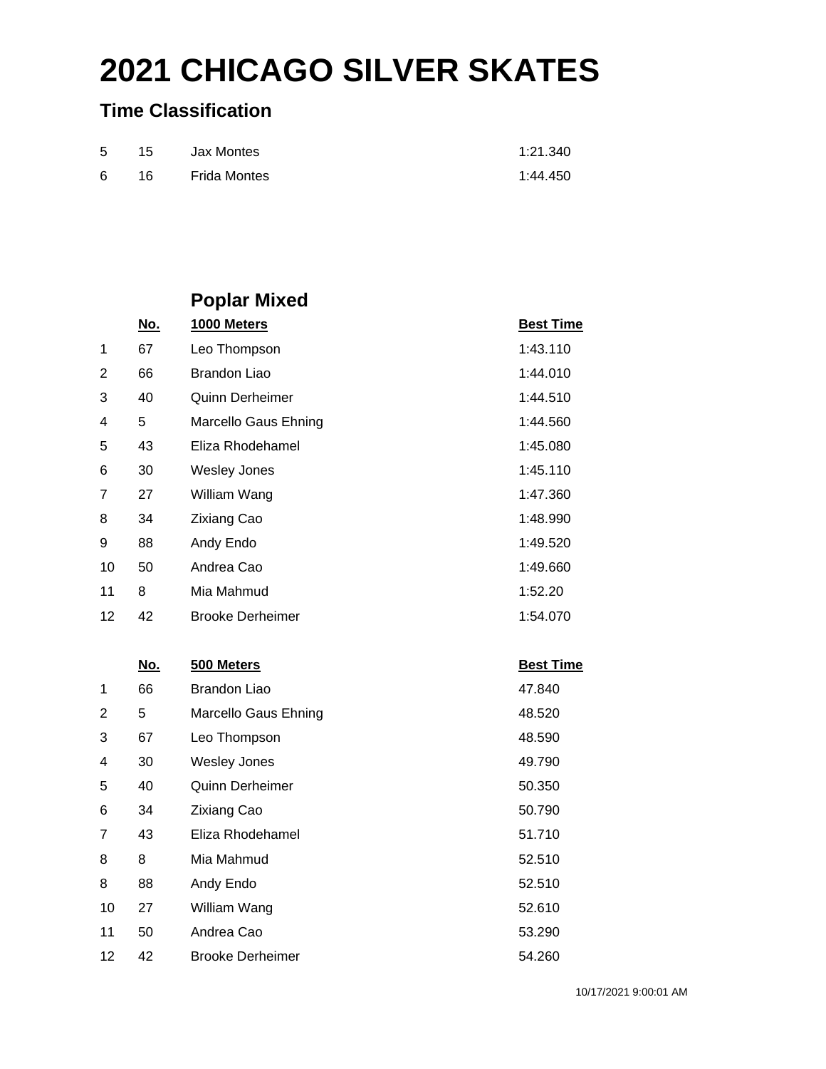# 2021 CHICAGO SILVER SKATES

## Time Classification

| | | | |
|---|---|---|---|
| 5 | 15 | Jax Montes | 1:21.340 |
| 6 | 16 | Frida Montes | 1:44.450 |

### Poplar Mixed

| | No. | 1000 Meters | Best Time |
|---|---|---|---|
| 1 | 67 | Leo Thompson | 1:43.110 |
| 2 | 66 | Brandon Liao | 1:44.010 |
| 3 | 40 | Quinn Derheimer | 1:44.510 |
| 4 | 5 | Marcello Gaus Ehning | 1:44.560 |
| 5 | 43 | Eliza Rhodehamel | 1:45.080 |
| 6 | 30 | Wesley Jones | 1:45.110 |
| 7 | 27 | William Wang | 1:47.360 |
| 8 | 34 | Zixiang Cao | 1:48.990 |
| 9 | 88 | Andy Endo | 1:49.520 |
| 10 | 50 | Andrea Cao | 1:49.660 |
| 11 | 8 | Mia Mahmud | 1:52.20 |
| 12 | 42 | Brooke Derheimer | 1:54.070 |

| | No. | 500 Meters | Best Time |
|---|---|---|---|
| 1 | 66 | Brandon Liao | 47.840 |
| 2 | 5 | Marcello Gaus Ehning | 48.520 |
| 3 | 67 | Leo Thompson | 48.590 |
| 4 | 30 | Wesley Jones | 49.790 |
| 5 | 40 | Quinn Derheimer | 50.350 |
| 6 | 34 | Zixiang Cao | 50.790 |
| 7 | 43 | Eliza Rhodehamel | 51.710 |
| 8 | 8 | Mia Mahmud | 52.510 |
| 8 | 88 | Andy Endo | 52.510 |
| 10 | 27 | William Wang | 52.610 |
| 11 | 50 | Andrea Cao | 53.290 |
| 12 | 42 | Brooke Derheimer | 54.260 |

10/17/2021 9:00:01 AM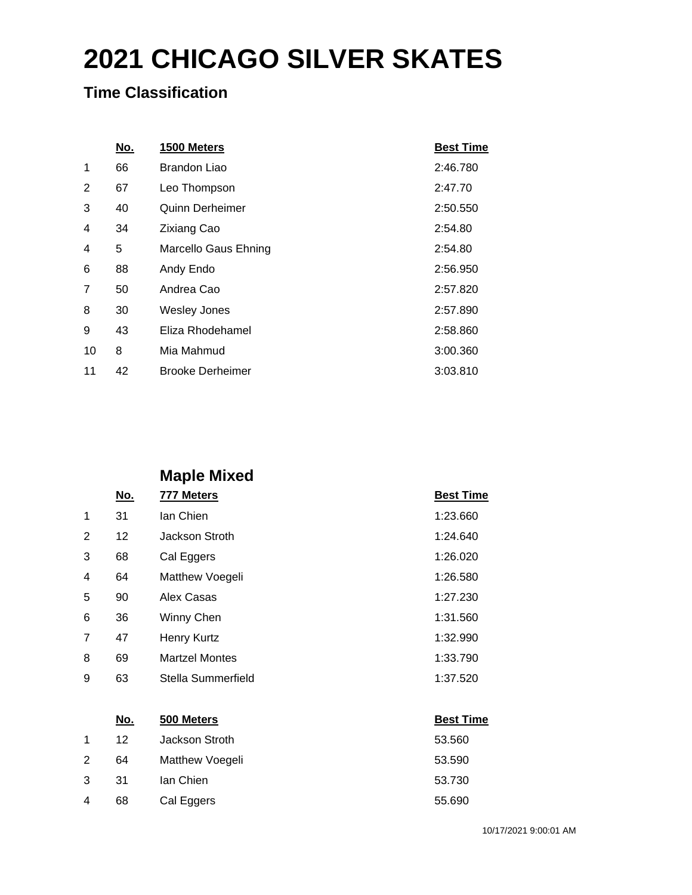# 2021 CHICAGO SILVER SKATES

## Time Classification

| | No. | 1500 Meters | Best Time |
|---|---|---|---|
| 1 | 66 | Brandon Liao | 2:46.780 |
| 2 | 67 | Leo Thompson | 2:47.70 |
| 3 | 40 | Quinn Derheimer | 2:50.550 |
| 4 | 34 | Zixiang Cao | 2:54.80 |
| 4 | 5 | Marcello Gaus Ehning | 2:54.80 |
| 6 | 88 | Andy Endo | 2:56.950 |
| 7 | 50 | Andrea Cao | 2:57.820 |
| 8 | 30 | Wesley Jones | 2:57.890 |
| 9 | 43 | Eliza Rhodehamel | 2:58.860 |
| 10 | 8 | Mia Mahmud | 3:00.360 |
| 11 | 42 | Brooke Derheimer | 3:03.810 |

### Maple Mixed

| | No. | 777 Meters | Best Time |
|---|---|---|---|
| 1 | 31 | Ian Chien | 1:23.660 |
| 2 | 12 | Jackson Stroth | 1:24.640 |
| 3 | 68 | Cal Eggers | 1:26.020 |
| 4 | 64 | Matthew Voegeli | 1:26.580 |
| 5 | 90 | Alex Casas | 1:27.230 |
| 6 | 36 | Winny Chen | 1:31.560 |
| 7 | 47 | Henry Kurtz | 1:32.990 |
| 8 | 69 | Martzel Montes | 1:33.790 |
| 9 | 63 | Stella Summerfield | 1:37.520 |

| | No. | 500 Meters | Best Time |
|---|---|---|---|
| 1 | 12 | Jackson Stroth | 53.560 |
| 2 | 64 | Matthew Voegeli | 53.590 |
| 3 | 31 | Ian Chien | 53.730 |
| 4 | 68 | Cal Eggers | 55.690 |

10/17/2021 9:00:01 AM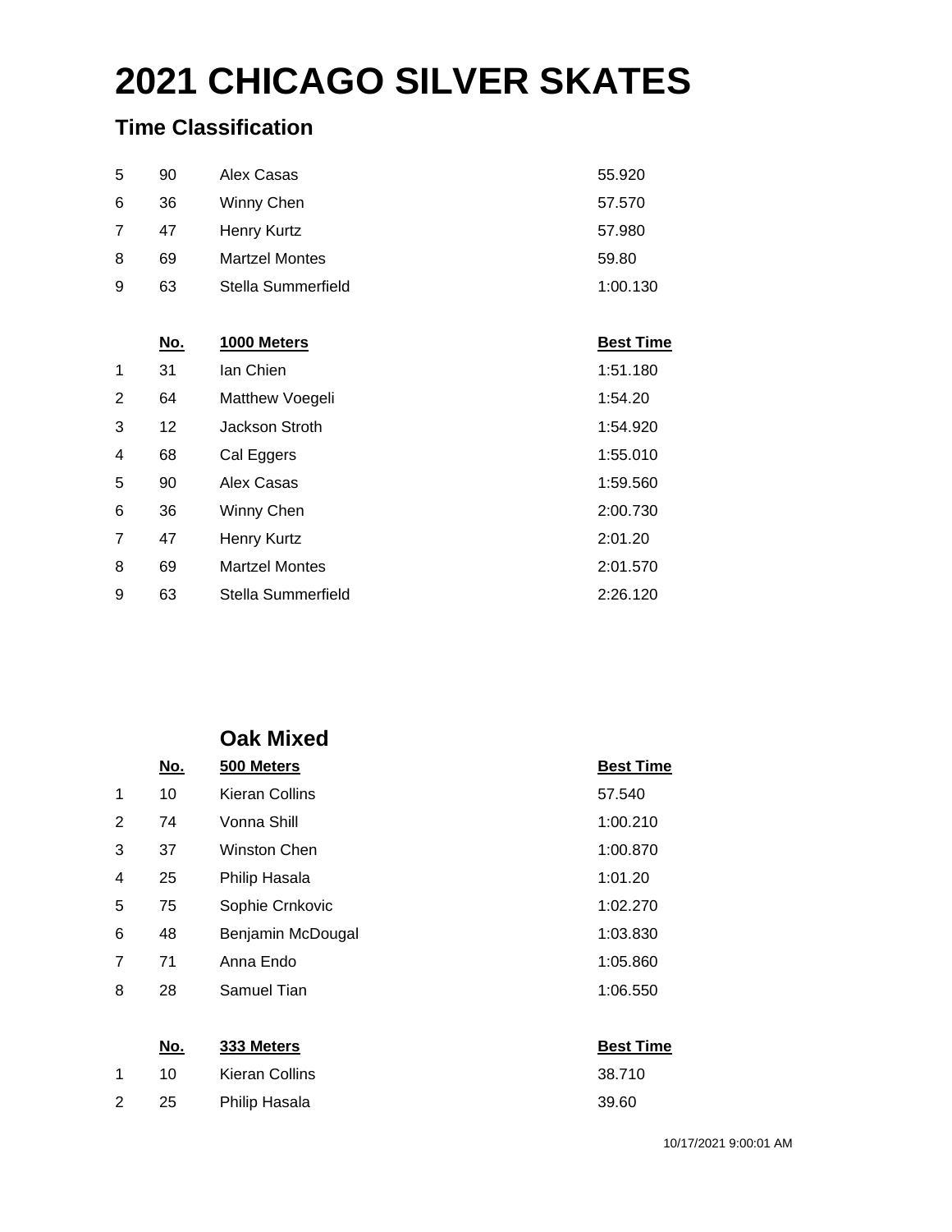# 2021 CHICAGO SILVER SKATES

## Time Classification

| | | | |
|---|---|---|---|
| 5 | 90 | Alex Casas | 55.920 |
| 6 | 36 | Winny Chen | 57.570 |
| 7 | 47 | Henry Kurtz | 57.980 |
| 8 | 69 | Martzel Montes | 59.80 |
| 9 | 63 | Stella Summerfield | 1:00.130 |

| | No. | 1000 Meters | Best Time |
|---|---|---|---|
| 1 | 31 | Ian Chien | 1:51.180 |
| 2 | 64 | Matthew Voegeli | 1:54.20 |
| 3 | 12 | Jackson Stroth | 1:54.920 |
| 4 | 68 | Cal Eggers | 1:55.010 |
| 5 | 90 | Alex Casas | 1:59.560 |
| 6 | 36 | Winny Chen | 2:00.730 |
| 7 | 47 | Henry Kurtz | 2:01.20 |
| 8 | 69 | Martzel Montes | 2:01.570 |
| 9 | 63 | Stella Summerfield | 2:26.120 |

### Oak Mixed

| | No. | 500 Meters | Best Time |
|---|---|---|---|
| 1 | 10 | Kieran Collins | 57.540 |
| 2 | 74 | Vonna Shill | 1:00.210 |
| 3 | 37 | Winston Chen | 1:00.870 |
| 4 | 25 | Philip Hasala | 1:01.20 |
| 5 | 75 | Sophie Crnkovic | 1:02.270 |
| 6 | 48 | Benjamin McDougal | 1:03.830 |
| 7 | 71 | Anna Endo | 1:05.860 |
| 8 | 28 | Samuel Tian | 1:06.550 |

| | No. | 333 Meters | Best Time |
|---|---|---|---|
| 1 | 10 | Kieran Collins | 38.710 |
| 2 | 25 | Philip Hasala | 39.60 |

10/17/2021 9:00:01 AM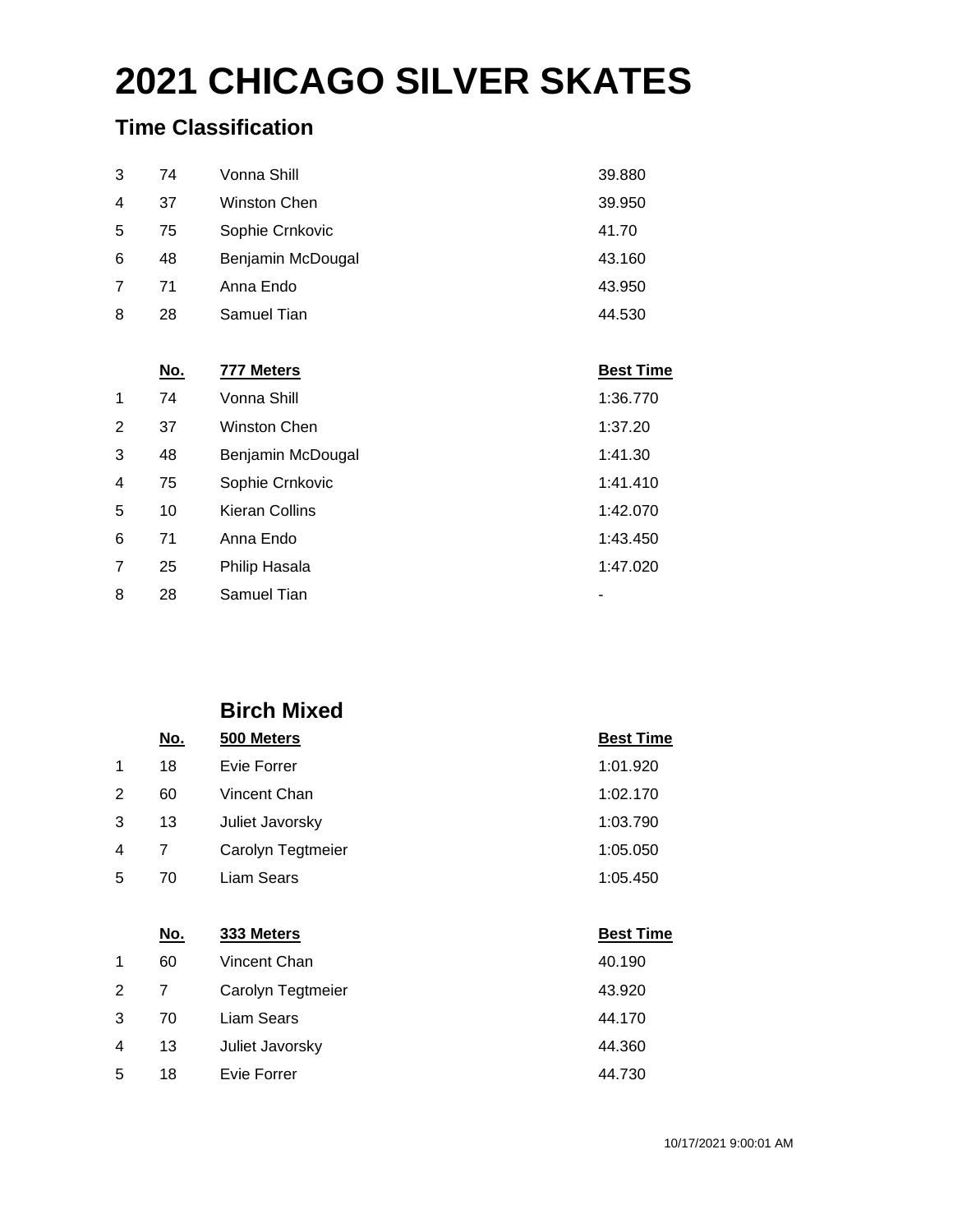# 2021 CHICAGO SILVER SKATES

## Time Classification

| | | | |
|---|---|---|---|
| 3 | 74 | Vonna Shill | 39.880 |
| 4 | 37 | Winston Chen | 39.950 |
| 5 | 75 | Sophie Crnkovic | 41.70 |
| 6 | 48 | Benjamin McDougal | 43.160 |
| 7 | 71 | Anna Endo | 43.950 |
| 8 | 28 | Samuel Tian | 44.530 |

| | No. | 777 Meters | Best Time |
|---|---|---|---|
| 1 | 74 | Vonna Shill | 1:36.770 |
| 2 | 37 | Winston Chen | 1:37.20 |
| 3 | 48 | Benjamin McDougal | 1:41.30 |
| 4 | 75 | Sophie Crnkovic | 1:41.410 |
| 5 | 10 | Kieran Collins | 1:42.070 |
| 6 | 71 | Anna Endo | 1:43.450 |
| 7 | 25 | Philip Hasala | 1:47.020 |
| 8 | 28 | Samuel Tian | - |

### Birch Mixed

| | No. | 500 Meters | Best Time |
|---|---|---|---|
| 1 | 18 | Evie Forrer | 1:01.920 |
| 2 | 60 | Vincent Chan | 1:02.170 |
| 3 | 13 | Juliet Javorsky | 1:03.790 |
| 4 | 7 | Carolyn Tegtmeier | 1:05.050 |
| 5 | 70 | Liam Sears | 1:05.450 |

| | No. | 333 Meters | Best Time |
|---|---|---|---|
| 1 | 60 | Vincent Chan | 40.190 |
| 2 | 7 | Carolyn Tegtmeier | 43.920 |
| 3 | 70 | Liam Sears | 44.170 |
| 4 | 13 | Juliet Javorsky | 44.360 |
| 5 | 18 | Evie Forrer | 44.730 |

10/17/2021 9:00:01 AM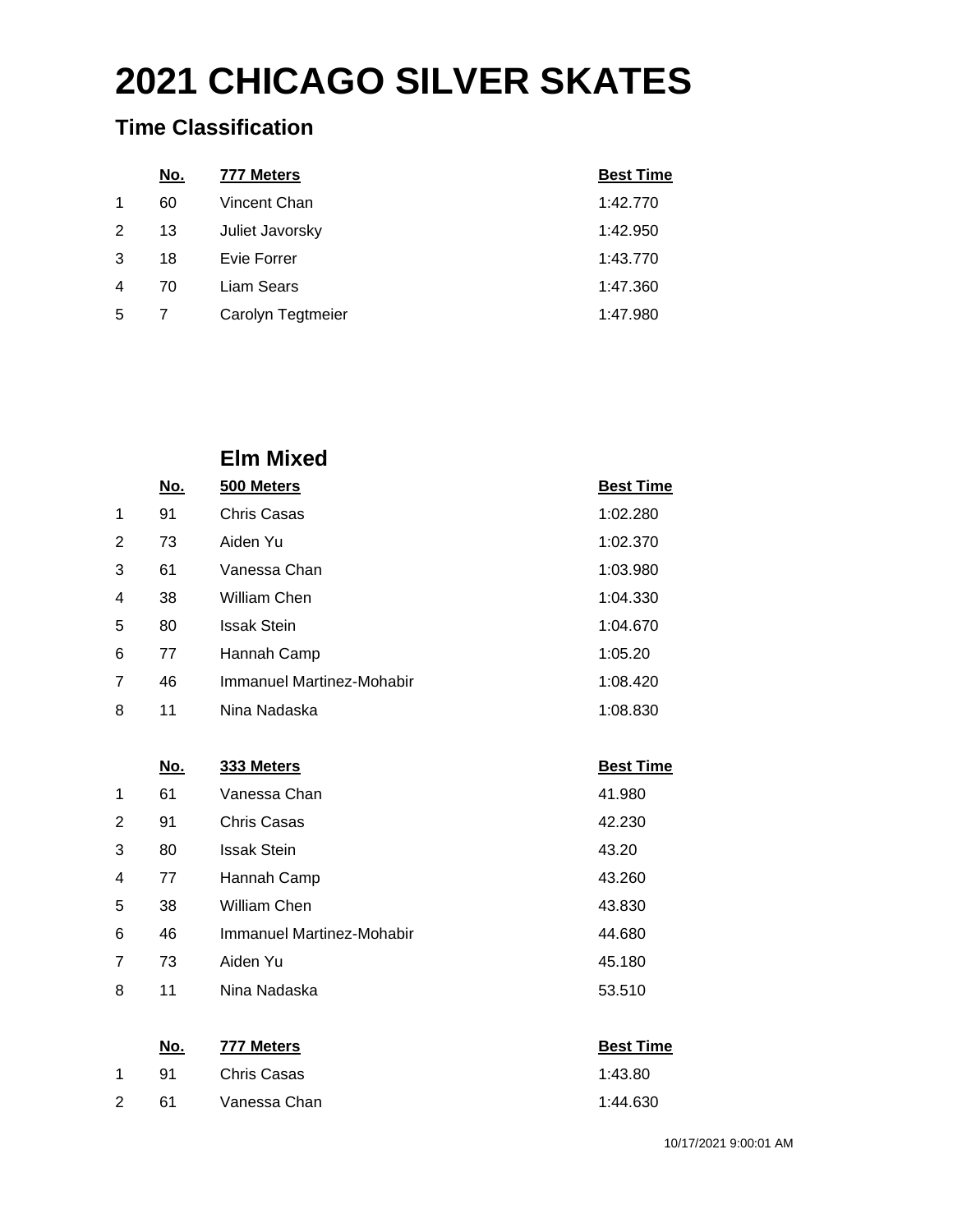# 2021 CHICAGO SILVER SKATES

## Time Classification

| | No. | 777 Meters | Best Time |
|---|---|---|---|
| 1 | 60 | Vincent Chan | 1:42.770 |
| 2 | 13 | Juliet Javorsky | 1:42.950 |
| 3 | 18 | Evie Forrer | 1:43.770 |
| 4 | 70 | Liam Sears | 1:47.360 |
| 5 | 7 | Carolyn Tegtmeier | 1:47.980 |

### Elm Mixed

| | No. | 500 Meters | Best Time |
|---|---|---|---|
| 1 | 91 | Chris Casas | 1:02.280 |
| 2 | 73 | Aiden Yu | 1:02.370 |
| 3 | 61 | Vanessa Chan | 1:03.980 |
| 4 | 38 | William Chen | 1:04.330 |
| 5 | 80 | Issak Stein | 1:04.670 |
| 6 | 77 | Hannah Camp | 1:05.20 |
| 7 | 46 | Immanuel Martinez-Mohabir | 1:08.420 |
| 8 | 11 | Nina Nadaska | 1:08.830 |

| | No. | 333 Meters | Best Time |
|---|---|---|---|
| 1 | 61 | Vanessa Chan | 41.980 |
| 2 | 91 | Chris Casas | 42.230 |
| 3 | 80 | Issak Stein | 43.20 |
| 4 | 77 | Hannah Camp | 43.260 |
| 5 | 38 | William Chen | 43.830 |
| 6 | 46 | Immanuel Martinez-Mohabir | 44.680 |
| 7 | 73 | Aiden Yu | 45.180 |
| 8 | 11 | Nina Nadaska | 53.510 |

| | No. | 777 Meters | Best Time |
|---|---|---|---|
| 1 | 91 | Chris Casas | 1:43.80 |
| 2 | 61 | Vanessa Chan | 1:44.630 |

10/17/2021 9:00:01 AM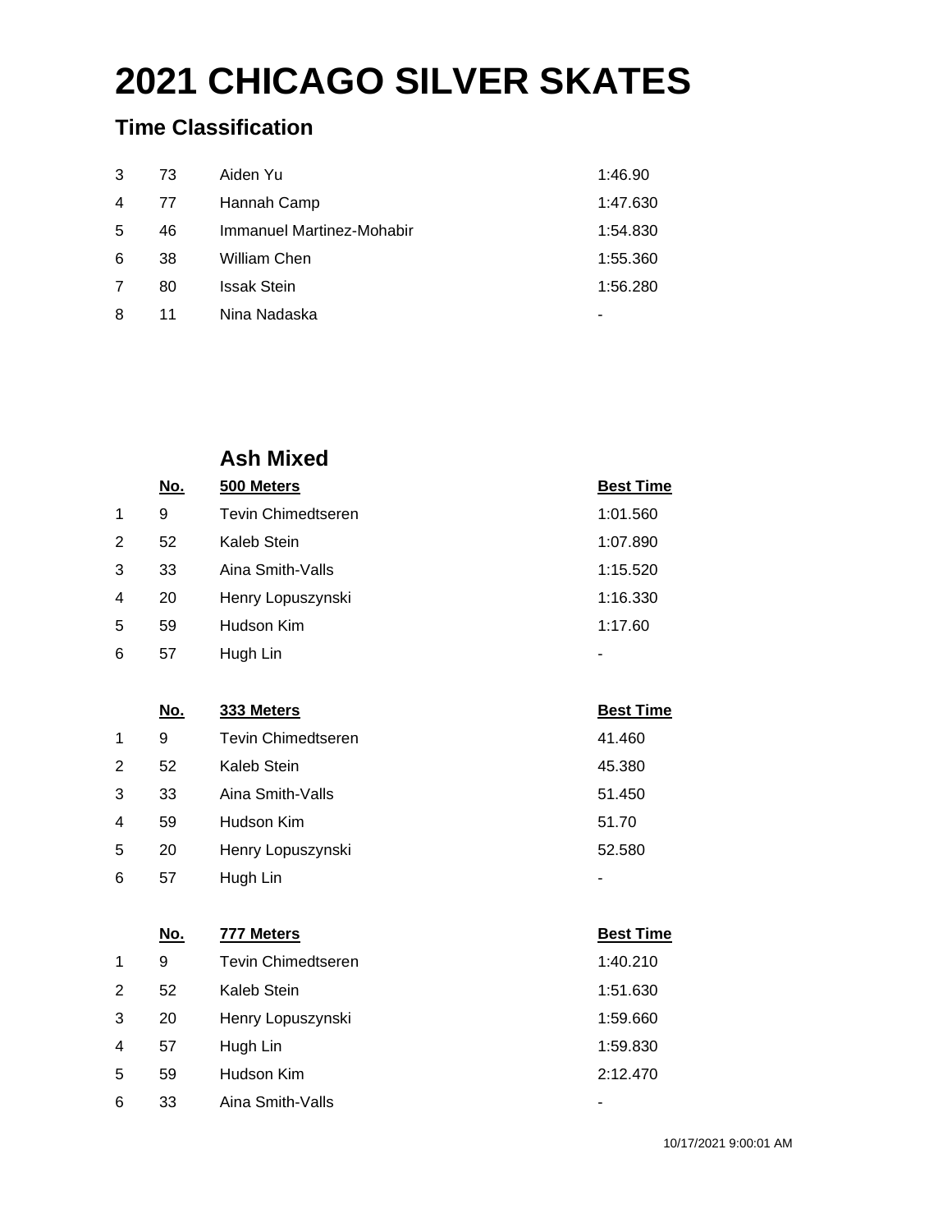# 2021 CHICAGO SILVER SKATES

## Time Classification

| | | | |
|---|---|---|---|
| 3 | 73 | Aiden Yu | 1:46.90 |
| 4 | 77 | Hannah Camp | 1:47.630 |
| 5 | 46 | Immanuel Martinez-Mohabir | 1:54.830 |
| 6 | 38 | William Chen | 1:55.360 |
| 7 | 80 | Issak Stein | 1:56.280 |
| 8 | 11 | Nina Nadaska | - |

### Ash Mixed

| | No. | 500 Meters | Best Time |
|---|---|---|---|
| 1 | 9 | Tevin Chimedtseren | 1:01.560 |
| 2 | 52 | Kaleb Stein | 1:07.890 |
| 3 | 33 | Aina Smith-Valls | 1:15.520 |
| 4 | 20 | Henry Lopuszynski | 1:16.330 |
| 5 | 59 | Hudson Kim | 1:17.60 |
| 6 | 57 | Hugh Lin | - |

| | No. | 333 Meters | Best Time |
|---|---|---|---|
| 1 | 9 | Tevin Chimedtseren | 41.460 |
| 2 | 52 | Kaleb Stein | 45.380 |
| 3 | 33 | Aina Smith-Valls | 51.450 |
| 4 | 59 | Hudson Kim | 51.70 |
| 5 | 20 | Henry Lopuszynski | 52.580 |
| 6 | 57 | Hugh Lin | - |

| | No. | 777 Meters | Best Time |
|---|---|---|---|
| 1 | 9 | Tevin Chimedtseren | 1:40.210 |
| 2 | 52 | Kaleb Stein | 1:51.630 |
| 3 | 20 | Henry Lopuszynski | 1:59.660 |
| 4 | 57 | Hugh Lin | 1:59.830 |
| 5 | 59 | Hudson Kim | 2:12.470 |
| 6 | 33 | Aina Smith-Valls | - |

10/17/2021 9:00:01 AM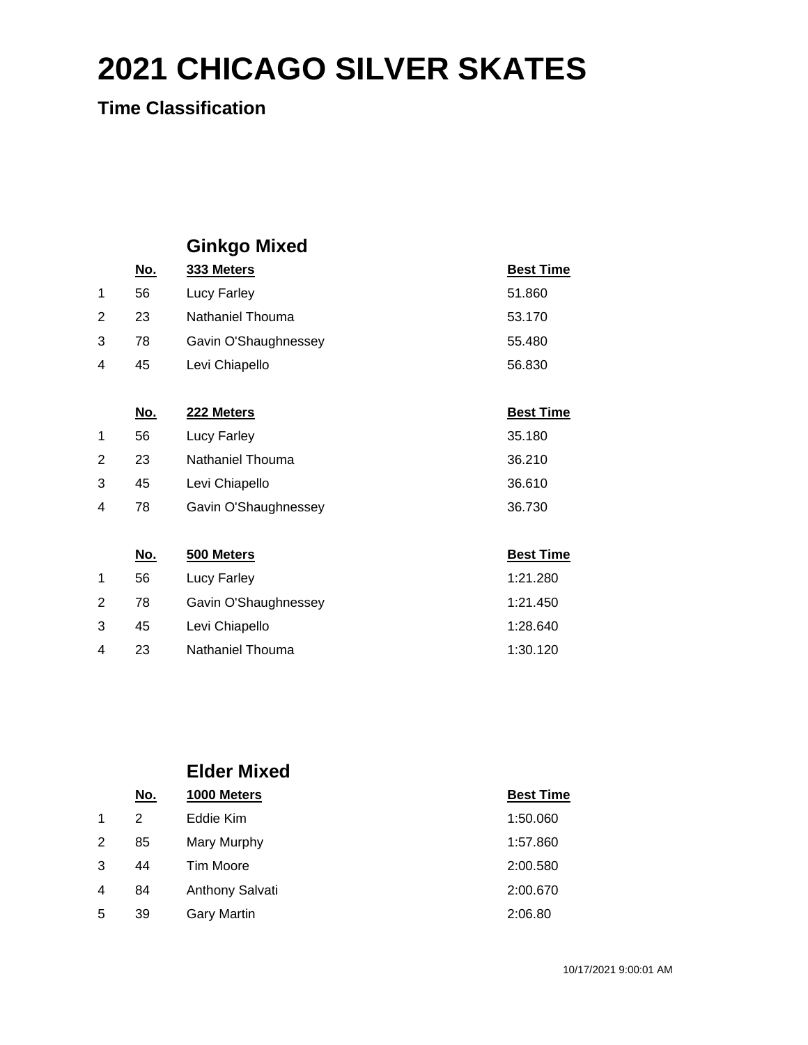# 2021 CHICAGO SILVER SKATES

## Time Classification

### Ginkgo Mixed

| | No. | 333 Meters | Best Time |
|---|---|---|---|
| 1 | 56 | Lucy Farley | 51.860 |
| 2 | 23 | Nathaniel Thouma | 53.170 |
| 3 | 78 | Gavin O'Shaughnessey | 55.480 |
| 4 | 45 | Levi Chiapello | 56.830 |

| | No. | 222 Meters | Best Time |
|---|---|---|---|
| 1 | 56 | Lucy Farley | 35.180 |
| 2 | 23 | Nathaniel Thouma | 36.210 |
| 3 | 45 | Levi Chiapello | 36.610 |
| 4 | 78 | Gavin O'Shaughnessey | 36.730 |

| | No. | 500 Meters | Best Time |
|---|---|---|---|
| 1 | 56 | Lucy Farley | 1:21.280 |
| 2 | 78 | Gavin O'Shaughnessey | 1:21.450 |
| 3 | 45 | Levi Chiapello | 1:28.640 |
| 4 | 23 | Nathaniel Thouma | 1:30.120 |

### Elder Mixed

| | No. | 1000 Meters | Best Time |
|---|---|---|---|
| 1 | 2 | Eddie Kim | 1:50.060 |
| 2 | 85 | Mary Murphy | 1:57.860 |
| 3 | 44 | Tim Moore | 2:00.580 |
| 4 | 84 | Anthony Salvati | 2:00.670 |
| 5 | 39 | Gary Martin | 2:06.80 |

10/17/2021 9:00:01 AM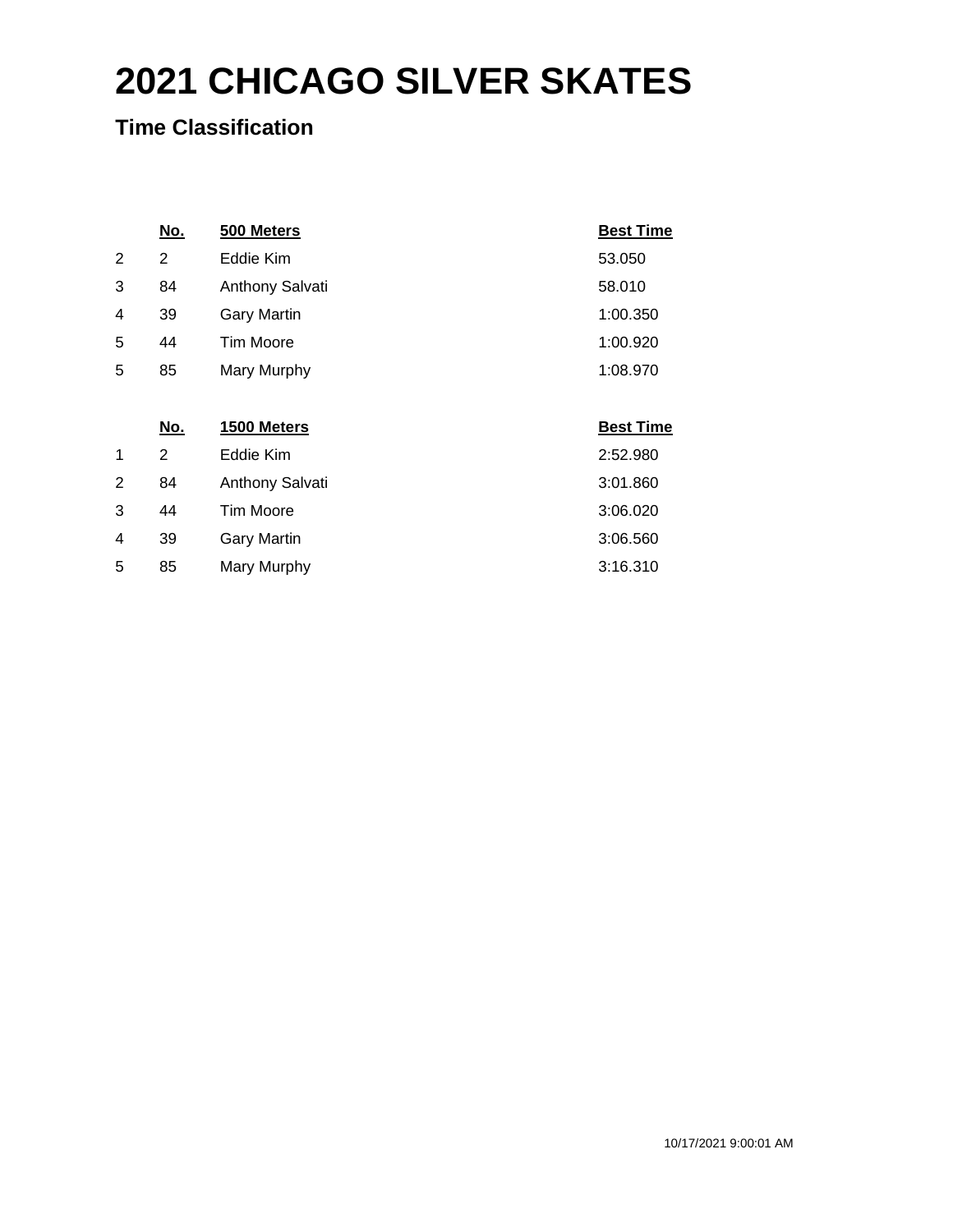# 2021 CHICAGO SILVER SKATES

## Time Classification

| | No. | 500 Meters | Best Time |
|---|---|---|---|
| 2 | 2 | Eddie Kim | 53.050 |
| 3 | 84 | Anthony Salvati | 58.010 |
| 4 | 39 | Gary Martin | 1:00.350 |
| 5 | 44 | Tim Moore | 1:00.920 |
| 5 | 85 | Mary Murphy | 1:08.970 |

| | No. | 1500 Meters | Best Time |
|---|---|---|---|
| 1 | 2 | Eddie Kim | 2:52.980 |
| 2 | 84 | Anthony Salvati | 3:01.860 |
| 3 | 44 | Tim Moore | 3:06.020 |
| 4 | 39 | Gary Martin | 3:06.560 |
| 5 | 85 | Mary Murphy | 3:16.310 |

10/17/2021 9:00:01 AM